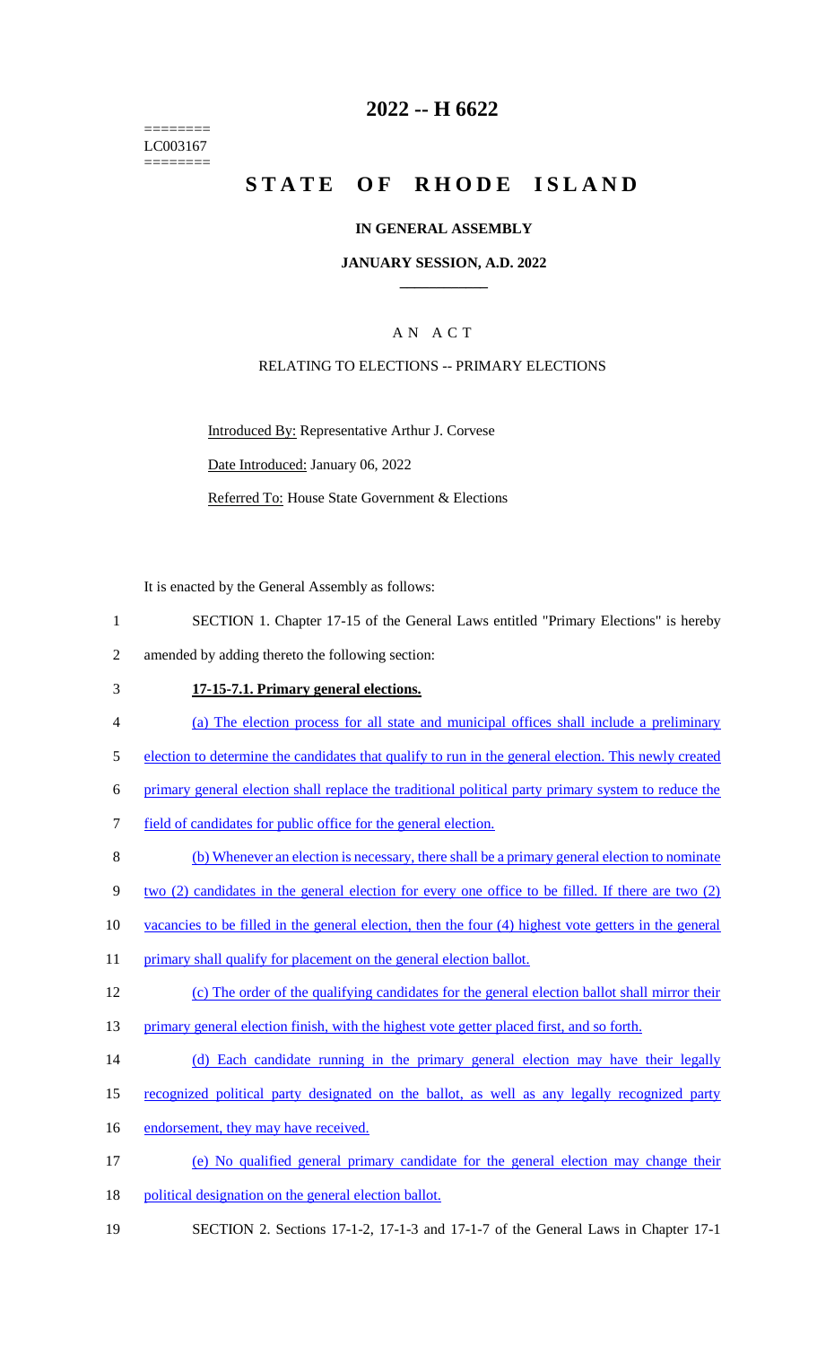======== LC003167 ========

# 2022 -- H 6622

# STATE OF RHODE ISLAND

## IN GENERAL ASSEMBLY

### JANUARY SESSION, A.D. 2022

### A N A C T

RELATING TO ELECTIONS -- PRIMARY ELECTIONS

Introduced By: Representative Arthur J. Corvese

Date Introduced: January 06, 2022

Referred To: House State Government & Elections

It is enacted by the General Assembly as follows:

1 SECTION 1. Chapter 17-15 of the General Laws entitled "Primary Elections" is hereby
2 amended by adding thereto the following section:

3 **17-15-7.1. Primary general elections.**

4 (a) The election process for all state and municipal offices shall include a preliminary
5 election to determine the candidates that qualify to run in the general election. This newly created
6 primary general election shall replace the traditional political party primary system to reduce the
7 field of candidates for public office for the general election.

8 (b) Whenever an election is necessary, there shall be a primary general election to nominate
9 two (2) candidates in the general election for every one office to be filled. If there are two (2)
10 vacancies to be filled in the general election, then the four (4) highest vote getters in the general
11 primary shall qualify for placement on the general election ballot.

12 (c) The order of the qualifying candidates for the general election ballot shall mirror their
13 primary general election finish, with the highest vote getter placed first, and so forth.

14 (d) Each candidate running in the primary general election may have their legally
15 recognized political party designated on the ballot, as well as any legally recognized party
16 endorsement, they may have received.

17 (e) No qualified general primary candidate for the general election may change their
18 political designation on the general election ballot.

19 SECTION 2. Sections 17-1-2, 17-1-3 and 17-1-7 of the General Laws in Chapter 17-1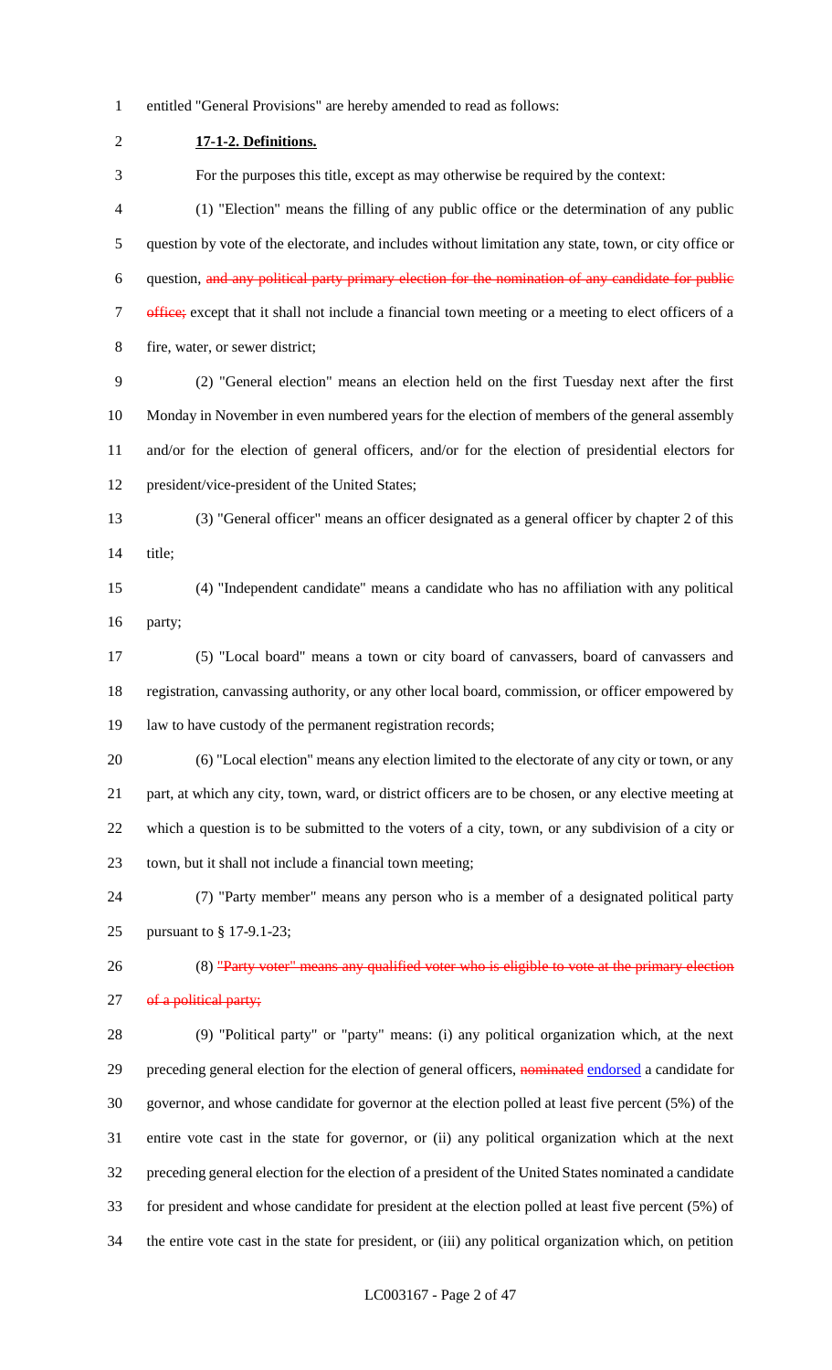entitled "General Provisions" are hereby amended to read as follows:

**17-1-2. Definitions.**

For the purposes this title, except as may otherwise be required by the context:

(1) "Election" means the filling of any public office or the determination of any public question by vote of the electorate, and includes without limitation any state, town, or city office or question, ~~and any political party primary election for the nomination of any candidate for public office;~~ except that it shall not include a financial town meeting or a meeting to elect officers of a fire, water, or sewer district;

(2) "General election" means an election held on the first Tuesday next after the first Monday in November in even numbered years for the election of members of the general assembly and/or for the election of general officers, and/or for the election of presidential electors for president/vice-president of the United States;

(3) "General officer" means an officer designated as a general officer by chapter 2 of this title;

(4) "Independent candidate" means a candidate who has no affiliation with any political party;

(5) "Local board" means a town or city board of canvassers, board of canvassers and registration, canvassing authority, or any other local board, commission, or officer empowered by law to have custody of the permanent registration records;

(6) "Local election" means any election limited to the electorate of any city or town, or any part, at which any city, town, ward, or district officers are to be chosen, or any elective meeting at which a question is to be submitted to the voters of a city, town, or any subdivision of a city or town, but it shall not include a financial town meeting;

(7) "Party member" means any person who is a member of a designated political party pursuant to § 17-9.1-23;

(8) ~~"Party voter" means any qualified voter who is eligible to vote at the primary election of a political party;~~

(9) "Political party" or "party" means: (i) any political organization which, at the next preceding general election for the election of general officers, ~~nominated~~ <u>endorsed</u> a candidate for governor, and whose candidate for governor at the election polled at least five percent (5%) of the entire vote cast in the state for governor, or (ii) any political organization which at the next preceding general election for the election of a president of the United States nominated a candidate for president and whose candidate for president at the election polled at least five percent (5%) of the entire vote cast in the state for president, or (iii) any political organization which, on petition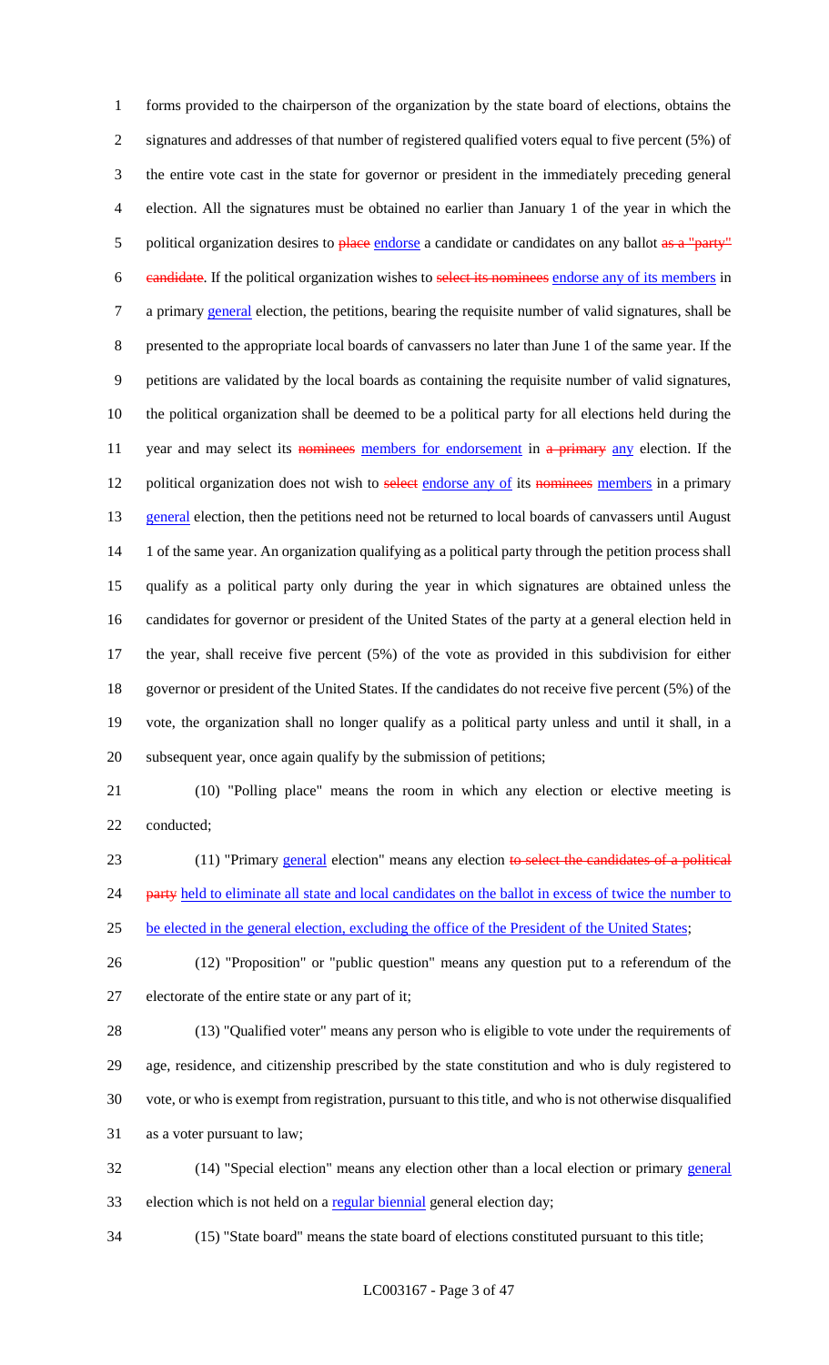forms provided to the chairperson of the organization by the state board of elections, obtains the signatures and addresses of that number of registered qualified voters equal to five percent (5%) of the entire vote cast in the state for governor or president in the immediately preceding general election. All the signatures must be obtained no earlier than January 1 of the year in which the political organization desires to ~~place~~ endorse a candidate or candidates on any ballot ~~as a "party" candidate~~. If the political organization wishes to ~~select its nominees~~ endorse any of its members in a primary general election, the petitions, bearing the requisite number of valid signatures, shall be presented to the appropriate local boards of canvassers no later than June 1 of the same year. If the petitions are validated by the local boards as containing the requisite number of valid signatures, the political organization shall be deemed to be a political party for all elections held during the year and may select its ~~nominees~~ members for endorsement in ~~a primary~~ any election. If the political organization does not wish to ~~select~~ endorse any of its ~~nominees~~ members in a primary general election, then the petitions need not be returned to local boards of canvassers until August 1 of the same year. An organization qualifying as a political party through the petition process shall qualify as a political party only during the year in which signatures are obtained unless the candidates for governor or president of the United States of the party at a general election held in the year, shall receive five percent (5%) of the vote as provided in this subdivision for either governor or president of the United States. If the candidates do not receive five percent (5%) of the vote, the organization shall no longer qualify as a political party unless and until it shall, in a subsequent year, once again qualify by the submission of petitions;

(10) "Polling place" means the room in which any election or elective meeting is conducted;

(11) "Primary general election" means any election ~~to select the candidates of a political party~~ held to eliminate all state and local candidates on the ballot in excess of twice the number to be elected in the general election, excluding the office of the President of the United States;

(12) "Proposition" or "public question" means any question put to a referendum of the electorate of the entire state or any part of it;

(13) "Qualified voter" means any person who is eligible to vote under the requirements of age, residence, and citizenship prescribed by the state constitution and who is duly registered to vote, or who is exempt from registration, pursuant to this title, and who is not otherwise disqualified as a voter pursuant to law;

(14) "Special election" means any election other than a local election or primary general election which is not held on a regular biennial general election day;

(15) "State board" means the state board of elections constituted pursuant to this title;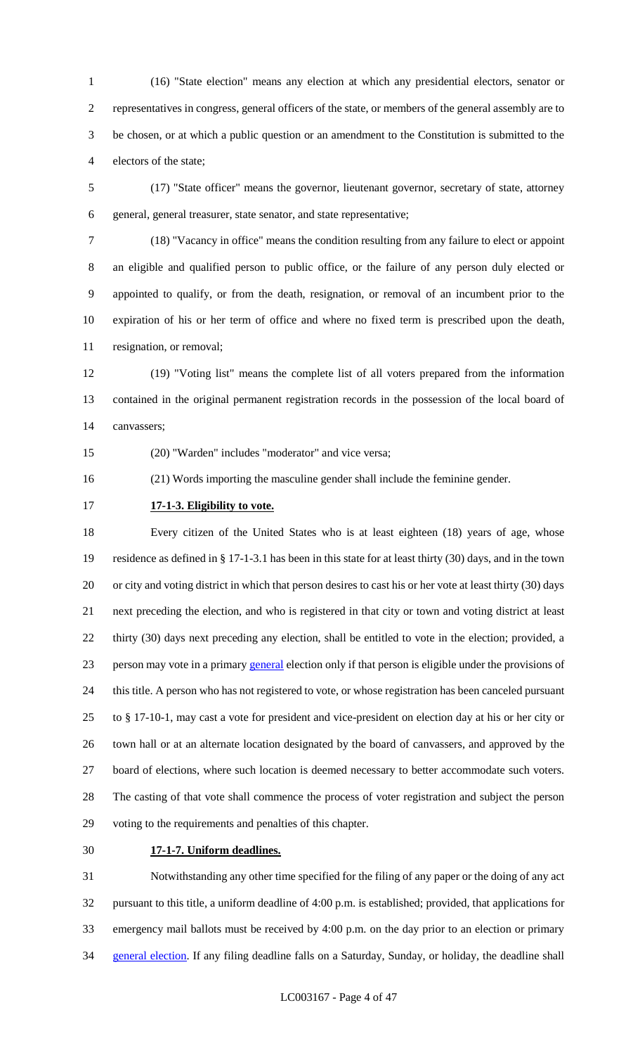(16) "State election" means any election at which any presidential electors, senator or representatives in congress, general officers of the state, or members of the general assembly are to be chosen, or at which a public question or an amendment to the Constitution is submitted to the electors of the state;

(17) "State officer" means the governor, lieutenant governor, secretary of state, attorney general, general treasurer, state senator, and state representative;

(18) "Vacancy in office" means the condition resulting from any failure to elect or appoint an eligible and qualified person to public office, or the failure of any person duly elected or appointed to qualify, or from the death, resignation, or removal of an incumbent prior to the expiration of his or her term of office and where no fixed term is prescribed upon the death, resignation, or removal;

(19) "Voting list" means the complete list of all voters prepared from the information contained in the original permanent registration records in the possession of the local board of canvassers;

(20) "Warden" includes "moderator" and vice versa;

(21) Words importing the masculine gender shall include the feminine gender.

**17-1-3. Eligibility to vote.**

Every citizen of the United States who is at least eighteen (18) years of age, whose residence as defined in § 17-1-3.1 has been in this state for at least thirty (30) days, and in the town or city and voting district in which that person desires to cast his or her vote at least thirty (30) days next preceding the election, and who is registered in that city or town and voting district at least thirty (30) days next preceding any election, shall be entitled to vote in the election; provided, a person may vote in a primary general election only if that person is eligible under the provisions of this title. A person who has not registered to vote, or whose registration has been canceled pursuant to § 17-10-1, may cast a vote for president and vice-president on election day at his or her city or town hall or at an alternate location designated by the board of canvassers, and approved by the board of elections, where such location is deemed necessary to better accommodate such voters. The casting of that vote shall commence the process of voter registration and subject the person voting to the requirements and penalties of this chapter.

**17-1-7. Uniform deadlines.**

Notwithstanding any other time specified for the filing of any paper or the doing of any act pursuant to this title, a uniform deadline of 4:00 p.m. is established; provided, that applications for emergency mail ballots must be received by 4:00 p.m. on the day prior to an election or primary general election. If any filing deadline falls on a Saturday, Sunday, or holiday, the deadline shall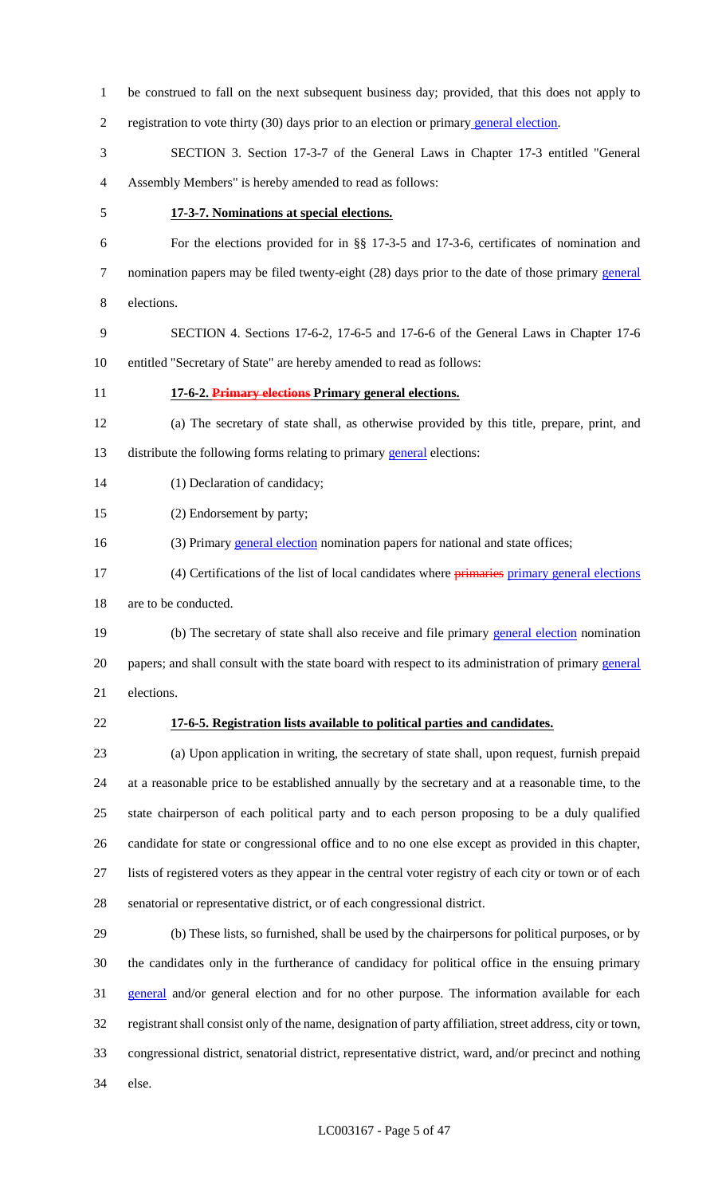be construed to fall on the next subsequent business day; provided, that this does not apply to registration to vote thirty (30) days prior to an election or primary general election.

SECTION 3. Section 17-3-7 of the General Laws in Chapter 17-3 entitled "General Assembly Members" is hereby amended to read as follows:

**17-3-7. Nominations at special elections.**

For the elections provided for in §§ 17-3-5 and 17-3-6, certificates of nomination and nomination papers may be filed twenty-eight (28) days prior to the date of those primary general elections.

SECTION 4. Sections 17-6-2, 17-6-5 and 17-6-6 of the General Laws in Chapter 17-6 entitled "Secretary of State" are hereby amended to read as follows:

**17-6-2. ~~Primary elections~~ Primary general elections.**

(a) The secretary of state shall, as otherwise provided by this title, prepare, print, and distribute the following forms relating to primary general elections:

(1) Declaration of candidacy;

(2) Endorsement by party;

(3) Primary general election nomination papers for national and state offices;

(4) Certifications of the list of local candidates where ~~primaries~~ primary general elections are to be conducted.

(b) The secretary of state shall also receive and file primary general election nomination papers; and shall consult with the state board with respect to its administration of primary general elections.

**17-6-5. Registration lists available to political parties and candidates.**

(a) Upon application in writing, the secretary of state shall, upon request, furnish prepaid at a reasonable price to be established annually by the secretary and at a reasonable time, to the state chairperson of each political party and to each person proposing to be a duly qualified candidate for state or congressional office and to no one else except as provided in this chapter, lists of registered voters as they appear in the central voter registry of each city or town or of each senatorial or representative district, or of each congressional district.

(b) These lists, so furnished, shall be used by the chairpersons for political purposes, or by the candidates only in the furtherance of candidacy for political office in the ensuing primary general and/or general election and for no other purpose. The information available for each registrant shall consist only of the name, designation of party affiliation, street address, city or town, congressional district, senatorial district, representative district, ward, and/or precinct and nothing else.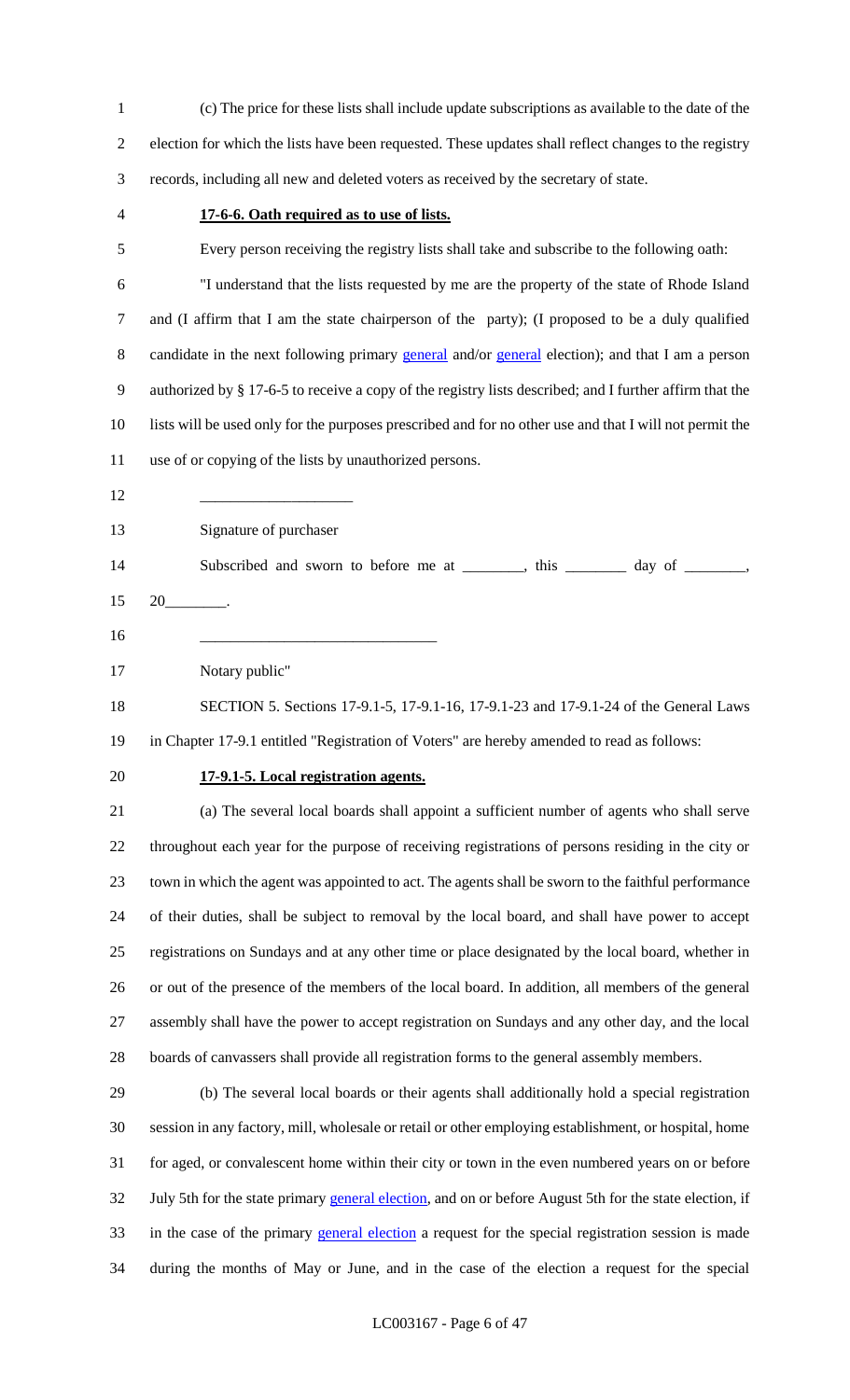(c) The price for these lists shall include update subscriptions as available to the date of the election for which the lists have been requested. These updates shall reflect changes to the registry records, including all new and deleted voters as received by the secretary of state.

**17-6-6. Oath required as to use of lists.**

Every person receiving the registry lists shall take and subscribe to the following oath:

"I understand that the lists requested by me are the property of the state of Rhode Island and (I affirm that I am the state chairperson of the party); (I proposed to be a duly qualified candidate in the next following primary general and/or general election); and that I am a person authorized by § 17-6-5 to receive a copy of the registry lists described; and I further affirm that the lists will be used only for the purposes prescribed and for no other use and that I will not permit the use of or copying of the lists by unauthorized persons.

\_\_\_\_\_\_\_\_\_\_\_\_\_\_\_\_\_\_\_\_

Signature of purchaser

Subscribed and sworn to before me at \_\_\_\_\_\_\_\_, this \_\_\_\_\_\_\_\_ day of \_\_\_\_\_\_\_\_, 20\_\_\_\_\_\_\_\_.

\_\_\_\_\_\_\_\_\_\_\_\_\_\_\_\_\_\_\_\_\_\_\_\_\_\_\_\_\_\_

Notary public"

SECTION 5. Sections 17-9.1-5, 17-9.1-16, 17-9.1-23 and 17-9.1-24 of the General Laws in Chapter 17-9.1 entitled "Registration of Voters" are hereby amended to read as follows:

**17-9.1-5. Local registration agents.**

(a) The several local boards shall appoint a sufficient number of agents who shall serve throughout each year for the purpose of receiving registrations of persons residing in the city or town in which the agent was appointed to act. The agents shall be sworn to the faithful performance of their duties, shall be subject to removal by the local board, and shall have power to accept registrations on Sundays and at any other time or place designated by the local board, whether in or out of the presence of the members of the local board. In addition, all members of the general assembly shall have the power to accept registration on Sundays and any other day, and the local boards of canvassers shall provide all registration forms to the general assembly members.

(b) The several local boards or their agents shall additionally hold a special registration session in any factory, mill, wholesale or retail or other employing establishment, or hospital, home for aged, or convalescent home within their city or town in the even numbered years on or before July 5th for the state primary general election, and on or before August 5th for the state election, if in the case of the primary general election a request for the special registration session is made during the months of May or June, and in the case of the election a request for the special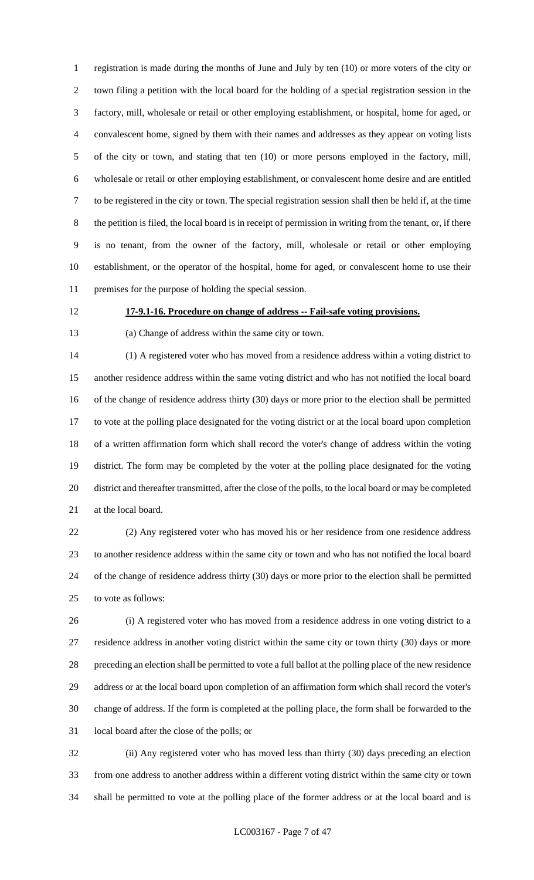registration is made during the months of June and July by ten (10) or more voters of the city or town filing a petition with the local board for the holding of a special registration session in the factory, mill, wholesale or retail or other employing establishment, or hospital, home for aged, or convalescent home, signed by them with their names and addresses as they appear on voting lists of the city or town, and stating that ten (10) or more persons employed in the factory, mill, wholesale or retail or other employing establishment, or convalescent home desire and are entitled to be registered in the city or town. The special registration session shall then be held if, at the time the petition is filed, the local board is in receipt of permission in writing from the tenant, or, if there is no tenant, from the owner of the factory, mill, wholesale or retail or other employing establishment, or the operator of the hospital, home for aged, or convalescent home to use their premises for the purpose of holding the special session.

**17-9.1-16. Procedure on change of address -- Fail-safe voting provisions.**

(a) Change of address within the same city or town.

(1) A registered voter who has moved from a residence address within a voting district to another residence address within the same voting district and who has not notified the local board of the change of residence address thirty (30) days or more prior to the election shall be permitted to vote at the polling place designated for the voting district or at the local board upon completion of a written affirmation form which shall record the voter's change of address within the voting district. The form may be completed by the voter at the polling place designated for the voting district and thereafter transmitted, after the close of the polls, to the local board or may be completed at the local board.

(2) Any registered voter who has moved his or her residence from one residence address to another residence address within the same city or town and who has not notified the local board of the change of residence address thirty (30) days or more prior to the election shall be permitted to vote as follows:

(i) A registered voter who has moved from a residence address in one voting district to a residence address in another voting district within the same city or town thirty (30) days or more preceding an election shall be permitted to vote a full ballot at the polling place of the new residence address or at the local board upon completion of an affirmation form which shall record the voter's change of address. If the form is completed at the polling place, the form shall be forwarded to the local board after the close of the polls; or

(ii) Any registered voter who has moved less than thirty (30) days preceding an election from one address to another address within a different voting district within the same city or town shall be permitted to vote at the polling place of the former address or at the local board and is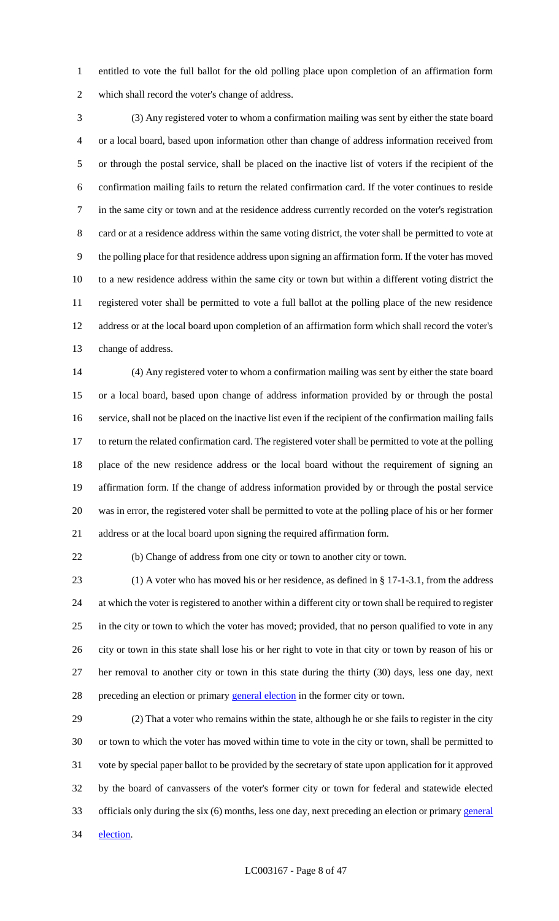entitled to vote the full ballot for the old polling place upon completion of an affirmation form which shall record the voter's change of address.

(3) Any registered voter to whom a confirmation mailing was sent by either the state board or a local board, based upon information other than change of address information received from or through the postal service, shall be placed on the inactive list of voters if the recipient of the confirmation mailing fails to return the related confirmation card. If the voter continues to reside in the same city or town and at the residence address currently recorded on the voter's registration card or at a residence address within the same voting district, the voter shall be permitted to vote at the polling place for that residence address upon signing an affirmation form. If the voter has moved to a new residence address within the same city or town but within a different voting district the registered voter shall be permitted to vote a full ballot at the polling place of the new residence address or at the local board upon completion of an affirmation form which shall record the voter's change of address.

(4) Any registered voter to whom a confirmation mailing was sent by either the state board or a local board, based upon change of address information provided by or through the postal service, shall not be placed on the inactive list even if the recipient of the confirmation mailing fails to return the related confirmation card. The registered voter shall be permitted to vote at the polling place of the new residence address or the local board without the requirement of signing an affirmation form. If the change of address information provided by or through the postal service was in error, the registered voter shall be permitted to vote at the polling place of his or her former address or at the local board upon signing the required affirmation form.

(b) Change of address from one city or town to another city or town.

(1) A voter who has moved his or her residence, as defined in § 17-1-3.1, from the address at which the voter is registered to another within a different city or town shall be required to register in the city or town to which the voter has moved; provided, that no person qualified to vote in any city or town in this state shall lose his or her right to vote in that city or town by reason of his or her removal to another city or town in this state during the thirty (30) days, less one day, next preceding an election or primary general election in the former city or town.

(2) That a voter who remains within the state, although he or she fails to register in the city or town to which the voter has moved within time to vote in the city or town, shall be permitted to vote by special paper ballot to be provided by the secretary of state upon application for it approved by the board of canvassers of the voter's former city or town for federal and statewide elected officials only during the six (6) months, less one day, next preceding an election or primary general election.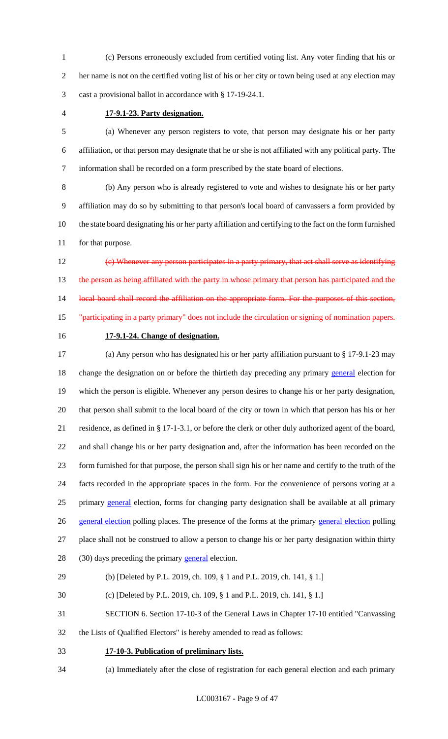(c) Persons erroneously excluded from certified voting list. Any voter finding that his or her name is not on the certified voting list of his or her city or town being used at any election may cast a provisional ballot in accordance with § 17-19-24.1.

**17-9.1-23. Party designation.**

(a) Whenever any person registers to vote, that person may designate his or her party affiliation, or that person may designate that he or she is not affiliated with any political party. The information shall be recorded on a form prescribed by the state board of elections.

(b) Any person who is already registered to vote and wishes to designate his or her party affiliation may do so by submitting to that person's local board of canvassers a form provided by the state board designating his or her party affiliation and certifying to the fact on the form furnished for that purpose.

~~(c) Whenever any person participates in a party primary, that act shall serve as identifying the person as being affiliated with the party in whose primary that person has participated and the local board shall record the affiliation on the appropriate form. For the purposes of this section, "participating in a party primary" does not include the circulation or signing of nomination papers.~~

**17-9.1-24. Change of designation.**

(a) Any person who has designated his or her party affiliation pursuant to § 17-9.1-23 may change the designation on or before the thirtieth day preceding any primary general election for which the person is eligible. Whenever any person desires to change his or her party designation, that person shall submit to the local board of the city or town in which that person has his or her residence, as defined in § 17-1-3.1, or before the clerk or other duly authorized agent of the board, and shall change his or her party designation and, after the information has been recorded on the form furnished for that purpose, the person shall sign his or her name and certify to the truth of the facts recorded in the appropriate spaces in the form. For the convenience of persons voting at a primary general election, forms for changing party designation shall be available at all primary general election polling places. The presence of the forms at the primary general election polling place shall not be construed to allow a person to change his or her party designation within thirty (30) days preceding the primary general election.

(b) [Deleted by P.L. 2019, ch. 109, § 1 and P.L. 2019, ch. 141, § 1.]

(c) [Deleted by P.L. 2019, ch. 109, § 1 and P.L. 2019, ch. 141, § 1.]

SECTION 6. Section 17-10-3 of the General Laws in Chapter 17-10 entitled "Canvassing the Lists of Qualified Electors" is hereby amended to read as follows:

**17-10-3. Publication of preliminary lists.**

(a) Immediately after the close of registration for each general election and each primary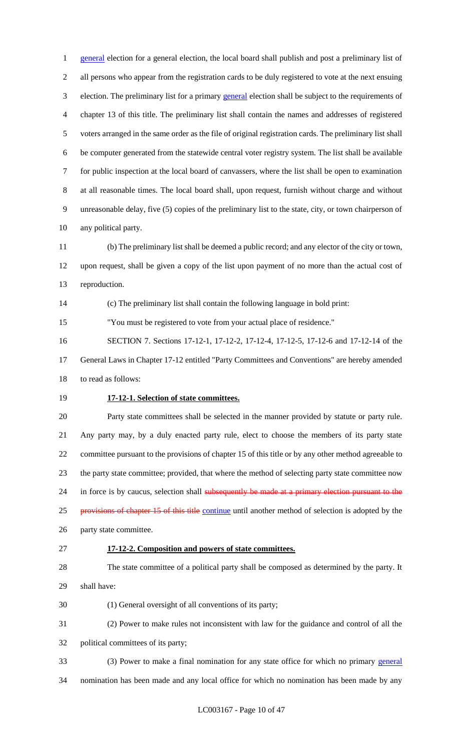general election for a general election, the local board shall publish and post a preliminary list of all persons who appear from the registration cards to be duly registered to vote at the next ensuing election. The preliminary list for a primary general election shall be subject to the requirements of chapter 13 of this title. The preliminary list shall contain the names and addresses of registered voters arranged in the same order as the file of original registration cards. The preliminary list shall be computer generated from the statewide central voter registry system. The list shall be available for public inspection at the local board of canvassers, where the list shall be open to examination at all reasonable times. The local board shall, upon request, furnish without charge and without unreasonable delay, five (5) copies of the preliminary list to the state, city, or town chairperson of any political party.

(b) The preliminary list shall be deemed a public record; and any elector of the city or town, upon request, shall be given a copy of the list upon payment of no more than the actual cost of reproduction.

(c) The preliminary list shall contain the following language in bold print:

"You must be registered to vote from your actual place of residence."

SECTION 7. Sections 17-12-1, 17-12-2, 17-12-4, 17-12-5, 17-12-6 and 17-12-14 of the General Laws in Chapter 17-12 entitled "Party Committees and Conventions" are hereby amended to read as follows:

**17-12-1. Selection of state committees.**

Party state committees shall be selected in the manner provided by statute or party rule. Any party may, by a duly enacted party rule, elect to choose the members of its party state committee pursuant to the provisions of chapter 15 of this title or by any other method agreeable to the party state committee; provided, that where the method of selecting party state committee now in force is by caucus, selection shall ~~subsequently be made at a primary election pursuant to the provisions of chapter 15 of this title~~ continue until another method of selection is adopted by the party state committee.

**17-12-2. Composition and powers of state committees.**

The state committee of a political party shall be composed as determined by the party. It shall have:

(1) General oversight of all conventions of its party;

(2) Power to make rules not inconsistent with law for the guidance and control of all the political committees of its party;

(3) Power to make a final nomination for any state office for which no primary general nomination has been made and any local office for which no nomination has been made by any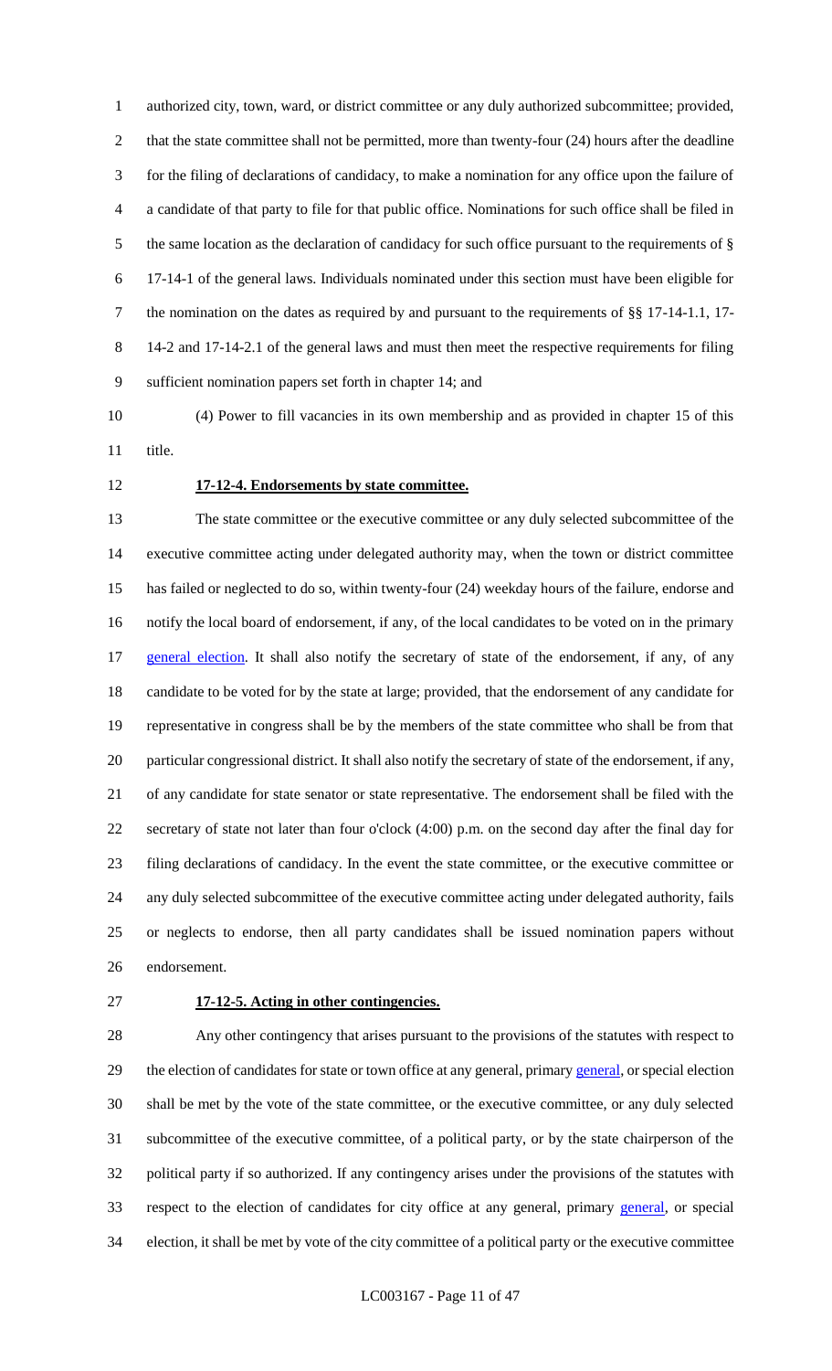authorized city, town, ward, or district committee or any duly authorized subcommittee; provided, that the state committee shall not be permitted, more than twenty-four (24) hours after the deadline for the filing of declarations of candidacy, to make a nomination for any office upon the failure of a candidate of that party to file for that public office. Nominations for such office shall be filed in the same location as the declaration of candidacy for such office pursuant to the requirements of § 17-14-1 of the general laws. Individuals nominated under this section must have been eligible for the nomination on the dates as required by and pursuant to the requirements of §§ 17-14-1.1, 17-14-2 and 17-14-2.1 of the general laws and must then meet the respective requirements for filing sufficient nomination papers set forth in chapter 14; and

(4) Power to fill vacancies in its own membership and as provided in chapter 15 of this title.

**17-12-4. Endorsements by state committee.**

The state committee or the executive committee or any duly selected subcommittee of the executive committee acting under delegated authority may, when the town or district committee has failed or neglected to do so, within twenty-four (24) weekday hours of the failure, endorse and notify the local board of endorsement, if any, of the local candidates to be voted on in the primary general election. It shall also notify the secretary of state of the endorsement, if any, of any candidate to be voted for by the state at large; provided, that the endorsement of any candidate for representative in congress shall be by the members of the state committee who shall be from that particular congressional district. It shall also notify the secretary of state of the endorsement, if any, of any candidate for state senator or state representative. The endorsement shall be filed with the secretary of state not later than four o'clock (4:00) p.m. on the second day after the final day for filing declarations of candidacy. In the event the state committee, or the executive committee or any duly selected subcommittee of the executive committee acting under delegated authority, fails or neglects to endorse, then all party candidates shall be issued nomination papers without endorsement.

**17-12-5. Acting in other contingencies.**

Any other contingency that arises pursuant to the provisions of the statutes with respect to the election of candidates for state or town office at any general, primary general, or special election shall be met by the vote of the state committee, or the executive committee, or any duly selected subcommittee of the executive committee, of a political party, or by the state chairperson of the political party if so authorized. If any contingency arises under the provisions of the statutes with respect to the election of candidates for city office at any general, primary general, or special election, it shall be met by vote of the city committee of a political party or the executive committee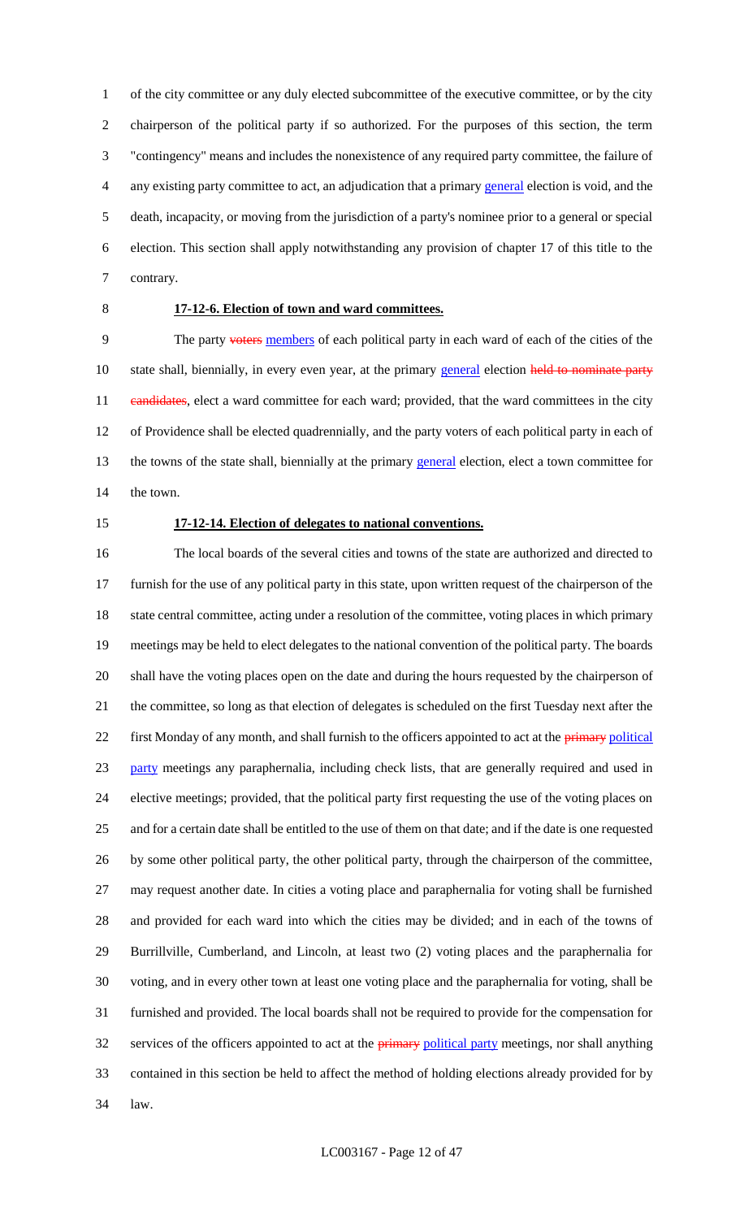of the city committee or any duly elected subcommittee of the executive committee, or by the city chairperson of the political party if so authorized. For the purposes of this section, the term "contingency" means and includes the nonexistence of any required party committee, the failure of any existing party committee to act, an adjudication that a primary general election is void, and the death, incapacity, or moving from the jurisdiction of a party's nominee prior to a general or special election. This section shall apply notwithstanding any provision of chapter 17 of this title to the contrary.

**17-12-6. Election of town and ward committees.**

The party voters members of each political party in each ward of each of the cities of the state shall, biennially, in every even year, at the primary general election held to nominate party candidates, elect a ward committee for each ward; provided, that the ward committees in the city of Providence shall be elected quadrennially, and the party voters of each political party in each of the towns of the state shall, biennially at the primary general election, elect a town committee for the town.

**17-12-14. Election of delegates to national conventions.**

The local boards of the several cities and towns of the state are authorized and directed to furnish for the use of any political party in this state, upon written request of the chairperson of the state central committee, acting under a resolution of the committee, voting places in which primary meetings may be held to elect delegates to the national convention of the political party. The boards shall have the voting places open on the date and during the hours requested by the chairperson of the committee, so long as that election of delegates is scheduled on the first Tuesday next after the first Monday of any month, and shall furnish to the officers appointed to act at the primary political party meetings any paraphernalia, including check lists, that are generally required and used in elective meetings; provided, that the political party first requesting the use of the voting places on and for a certain date shall be entitled to the use of them on that date; and if the date is one requested by some other political party, the other political party, through the chairperson of the committee, may request another date. In cities a voting place and paraphernalia for voting shall be furnished and provided for each ward into which the cities may be divided; and in each of the towns of Burrillville, Cumberland, and Lincoln, at least two (2) voting places and the paraphernalia for voting, and in every other town at least one voting place and the paraphernalia for voting, shall be furnished and provided. The local boards shall not be required to provide for the compensation for services of the officers appointed to act at the primary political party meetings, nor shall anything contained in this section be held to affect the method of holding elections already provided for by law.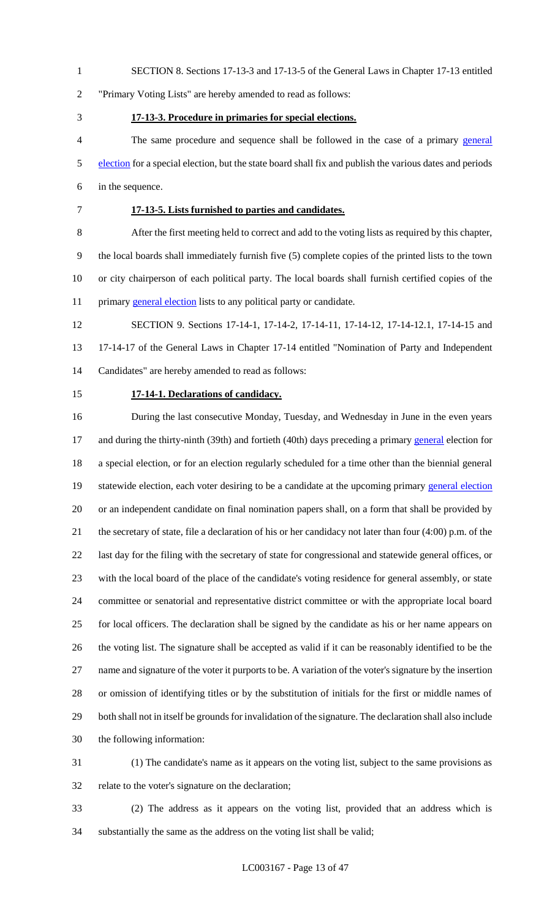SECTION 8. Sections 17-13-3 and 17-13-5 of the General Laws in Chapter 17-13 entitled "Primary Voting Lists" are hereby amended to read as follows:

**17-13-3. Procedure in primaries for special elections.**

The same procedure and sequence shall be followed in the case of a primary general election for a special election, but the state board shall fix and publish the various dates and periods in the sequence.

**17-13-5. Lists furnished to parties and candidates.**

After the first meeting held to correct and add to the voting lists as required by this chapter, the local boards shall immediately furnish five (5) complete copies of the printed lists to the town or city chairperson of each political party. The local boards shall furnish certified copies of the primary general election lists to any political party or candidate.

SECTION 9. Sections 17-14-1, 17-14-2, 17-14-11, 17-14-12, 17-14-12.1, 17-14-15 and 17-14-17 of the General Laws in Chapter 17-14 entitled "Nomination of Party and Independent Candidates" are hereby amended to read as follows:

**17-14-1. Declarations of candidacy.**

During the last consecutive Monday, Tuesday, and Wednesday in June in the even years and during the thirty-ninth (39th) and fortieth (40th) days preceding a primary general election for a special election, or for an election regularly scheduled for a time other than the biennial general statewide election, each voter desiring to be a candidate at the upcoming primary general election or an independent candidate on final nomination papers shall, on a form that shall be provided by the secretary of state, file a declaration of his or her candidacy not later than four (4:00) p.m. of the last day for the filing with the secretary of state for congressional and statewide general offices, or with the local board of the place of the candidate's voting residence for general assembly, or state committee or senatorial and representative district committee or with the appropriate local board for local officers. The declaration shall be signed by the candidate as his or her name appears on the voting list. The signature shall be accepted as valid if it can be reasonably identified to be the name and signature of the voter it purports to be. A variation of the voter's signature by the insertion or omission of identifying titles or by the substitution of initials for the first or middle names of both shall not in itself be grounds for invalidation of the signature. The declaration shall also include the following information:

(1) The candidate's name as it appears on the voting list, subject to the same provisions as relate to the voter's signature on the declaration;

(2) The address as it appears on the voting list, provided that an address which is substantially the same as the address on the voting list shall be valid;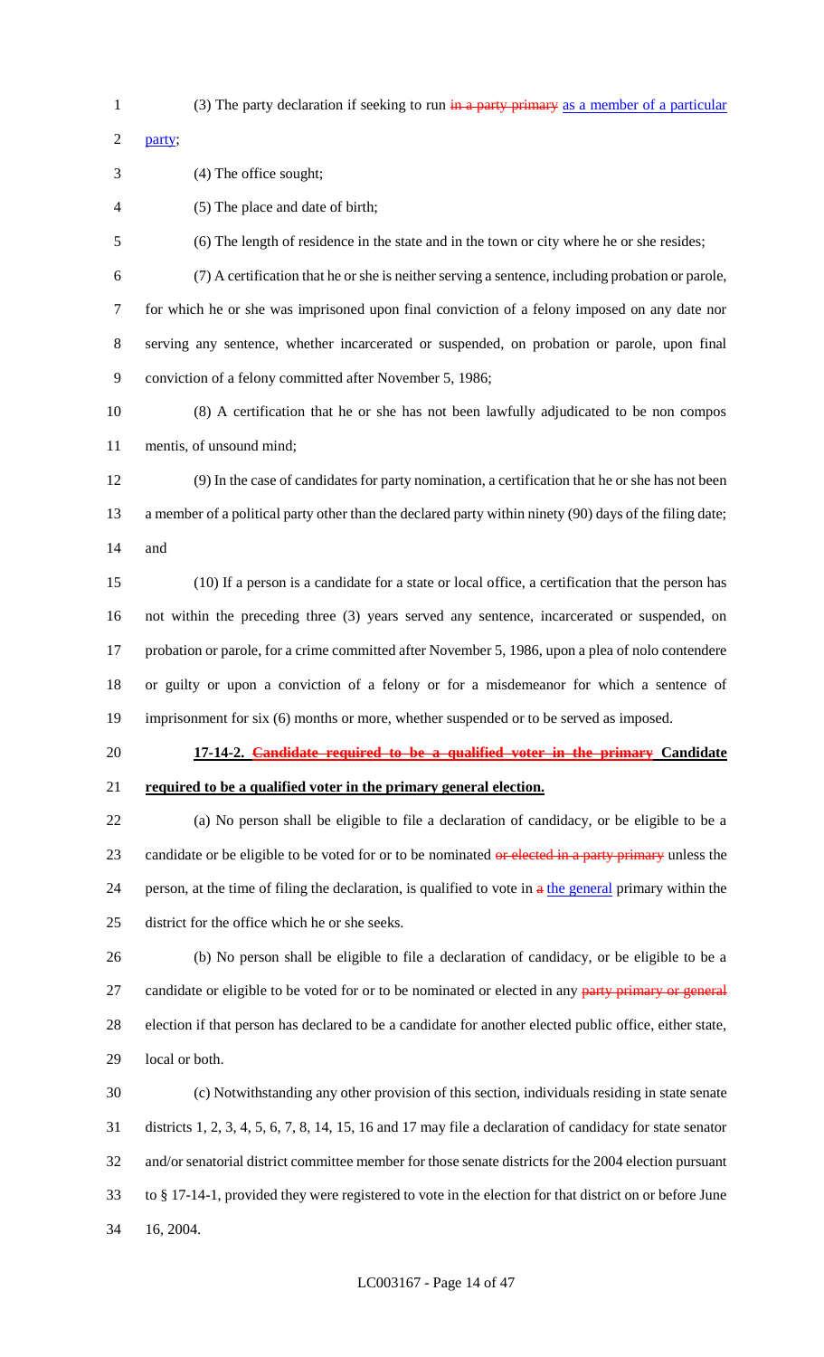(3) The party declaration if seeking to run ~~in a party primary~~ as a member of a particular party;

(4) The office sought;

(5) The place and date of birth;

(6) The length of residence in the state and in the town or city where he or she resides;

(7) A certification that he or she is neither serving a sentence, including probation or parole, for which he or she was imprisoned upon final conviction of a felony imposed on any date nor serving any sentence, whether incarcerated or suspended, on probation or parole, upon final conviction of a felony committed after November 5, 1986;

(8) A certification that he or she has not been lawfully adjudicated to be non compos mentis, of unsound mind;

(9) In the case of candidates for party nomination, a certification that he or she has not been a member of a political party other than the declared party within ninety (90) days of the filing date; and

(10) If a person is a candidate for a state or local office, a certification that the person has not within the preceding three (3) years served any sentence, incarcerated or suspended, on probation or parole, for a crime committed after November 5, 1986, upon a plea of nolo contendere or guilty or upon a conviction of a felony or for a misdemeanor for which a sentence of imprisonment for six (6) months or more, whether suspended or to be served as imposed.

**17-14-2. ~~Candidate required to be a qualified voter in the primary~~ Candidate required to be a qualified voter in the primary general election.**

(a) No person shall be eligible to file a declaration of candidacy, or be eligible to be a candidate or be eligible to be voted for or to be nominated ~~or elected in a party primary~~ unless the person, at the time of filing the declaration, is qualified to vote in ~~a~~ the general primary within the district for the office which he or she seeks.

(b) No person shall be eligible to file a declaration of candidacy, or be eligible to be a candidate or eligible to be voted for or to be nominated or elected in any ~~party primary or general~~ election if that person has declared to be a candidate for another elected public office, either state, local or both.

(c) Notwithstanding any other provision of this section, individuals residing in state senate districts 1, 2, 3, 4, 5, 6, 7, 8, 14, 15, 16 and 17 may file a declaration of candidacy for state senator and/or senatorial district committee member for those senate districts for the 2004 election pursuant to § 17-14-1, provided they were registered to vote in the election for that district on or before June 16, 2004.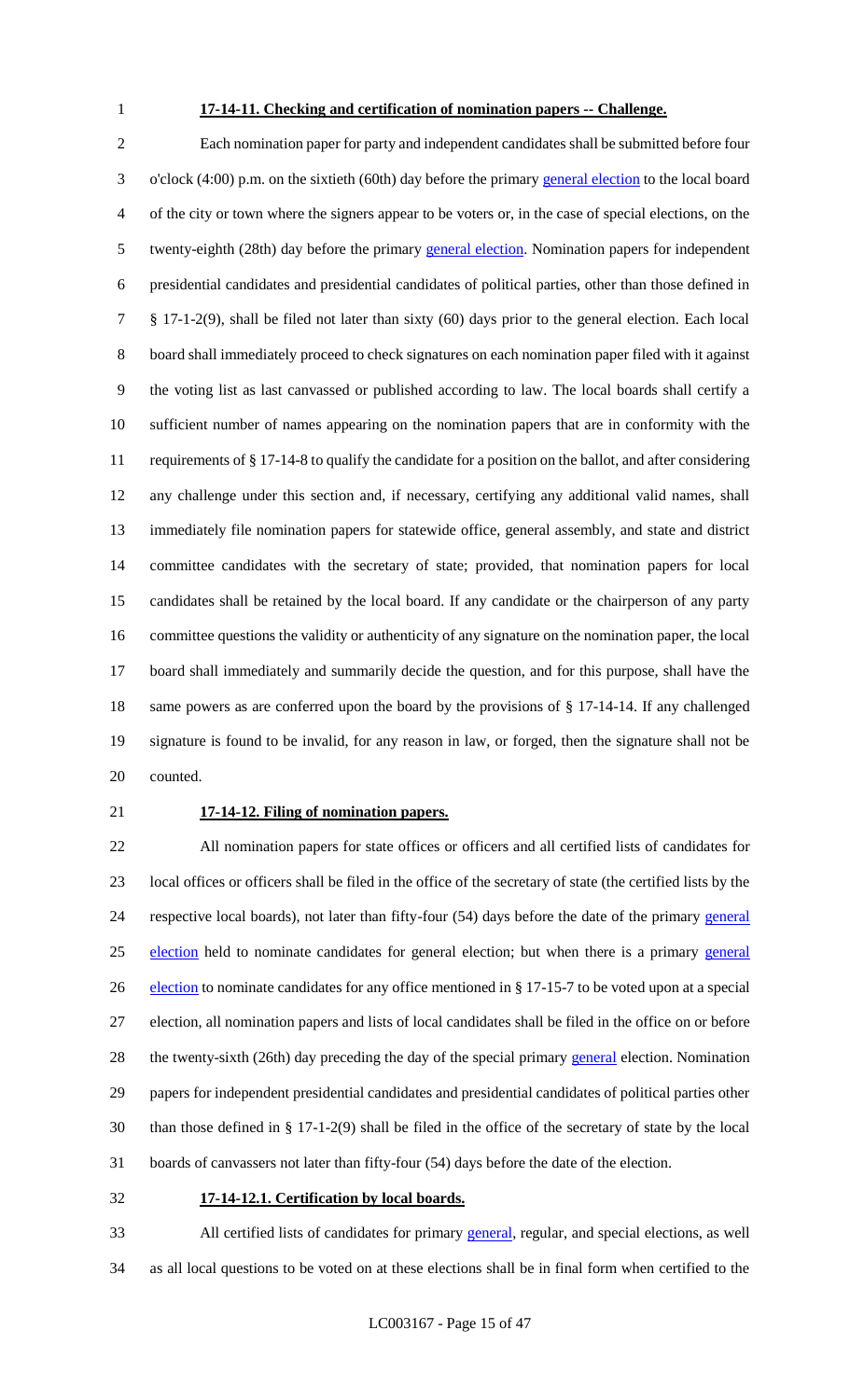**17-14-11. Checking and certification of nomination papers -- Challenge.**

Each nomination paper for party and independent candidates shall be submitted before four o'clock (4:00) p.m. on the sixtieth (60th) day before the primary general election to the local board of the city or town where the signers appear to be voters or, in the case of special elections, on the twenty-eighth (28th) day before the primary general election. Nomination papers for independent presidential candidates and presidential candidates of political parties, other than those defined in § 17-1-2(9), shall be filed not later than sixty (60) days prior to the general election. Each local board shall immediately proceed to check signatures on each nomination paper filed with it against the voting list as last canvassed or published according to law. The local boards shall certify a sufficient number of names appearing on the nomination papers that are in conformity with the requirements of § 17-14-8 to qualify the candidate for a position on the ballot, and after considering any challenge under this section and, if necessary, certifying any additional valid names, shall immediately file nomination papers for statewide office, general assembly, and state and district committee candidates with the secretary of state; provided, that nomination papers for local candidates shall be retained by the local board. If any candidate or the chairperson of any party committee questions the validity or authenticity of any signature on the nomination paper, the local board shall immediately and summarily decide the question, and for this purpose, shall have the same powers as are conferred upon the board by the provisions of § 17-14-14. If any challenged signature is found to be invalid, for any reason in law, or forged, then the signature shall not be counted.

**17-14-12. Filing of nomination papers.**

All nomination papers for state offices or officers and all certified lists of candidates for local offices or officers shall be filed in the office of the secretary of state (the certified lists by the respective local boards), not later than fifty-four (54) days before the date of the primary general election held to nominate candidates for general election; but when there is a primary general election to nominate candidates for any office mentioned in § 17-15-7 to be voted upon at a special election, all nomination papers and lists of local candidates shall be filed in the office on or before the twenty-sixth (26th) day preceding the day of the special primary general election. Nomination papers for independent presidential candidates and presidential candidates of political parties other than those defined in § 17-1-2(9) shall be filed in the office of the secretary of state by the local boards of canvassers not later than fifty-four (54) days before the date of the election.

**17-14-12.1. Certification by local boards.**

All certified lists of candidates for primary general, regular, and special elections, as well as all local questions to be voted on at these elections shall be in final form when certified to the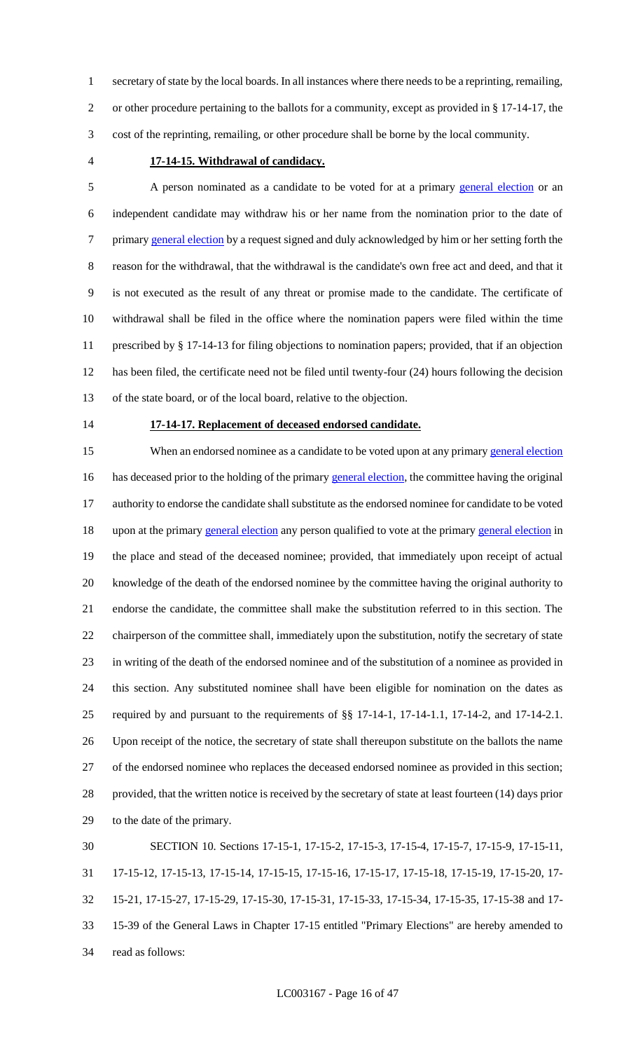secretary of state by the local boards. In all instances where there needs to be a reprinting, remailing, or other procedure pertaining to the ballots for a community, except as provided in § 17-14-17, the cost of the reprinting, remailing, or other procedure shall be borne by the local community.

**17-14-15. Withdrawal of candidacy.**

A person nominated as a candidate to be voted for at a primary general election or an independent candidate may withdraw his or her name from the nomination prior to the date of primary general election by a request signed and duly acknowledged by him or her setting forth the reason for the withdrawal, that the withdrawal is the candidate's own free act and deed, and that it is not executed as the result of any threat or promise made to the candidate. The certificate of withdrawal shall be filed in the office where the nomination papers were filed within the time prescribed by § 17-14-13 for filing objections to nomination papers; provided, that if an objection has been filed, the certificate need not be filed until twenty-four (24) hours following the decision of the state board, or of the local board, relative to the objection.

**17-14-17. Replacement of deceased endorsed candidate.**

When an endorsed nominee as a candidate to be voted upon at any primary general election has deceased prior to the holding of the primary general election, the committee having the original authority to endorse the candidate shall substitute as the endorsed nominee for candidate to be voted upon at the primary general election any person qualified to vote at the primary general election in the place and stead of the deceased nominee; provided, that immediately upon receipt of actual knowledge of the death of the endorsed nominee by the committee having the original authority to endorse the candidate, the committee shall make the substitution referred to in this section. The chairperson of the committee shall, immediately upon the substitution, notify the secretary of state in writing of the death of the endorsed nominee and of the substitution of a nominee as provided in this section. Any substituted nominee shall have been eligible for nomination on the dates as required by and pursuant to the requirements of §§ 17-14-1, 17-14-1.1, 17-14-2, and 17-14-2.1. Upon receipt of the notice, the secretary of state shall thereupon substitute on the ballots the name of the endorsed nominee who replaces the deceased endorsed nominee as provided in this section; provided, that the written notice is received by the secretary of state at least fourteen (14) days prior to the date of the primary.

SECTION 10. Sections 17-15-1, 17-15-2, 17-15-3, 17-15-4, 17-15-7, 17-15-9, 17-15-11, 17-15-12, 17-15-13, 17-15-14, 17-15-15, 17-15-16, 17-15-17, 17-15-18, 17-15-19, 17-15-20, 17-15-21, 17-15-27, 17-15-29, 17-15-30, 17-15-31, 17-15-33, 17-15-34, 17-15-35, 17-15-38 and 17-15-39 of the General Laws in Chapter 17-15 entitled "Primary Elections" are hereby amended to read as follows: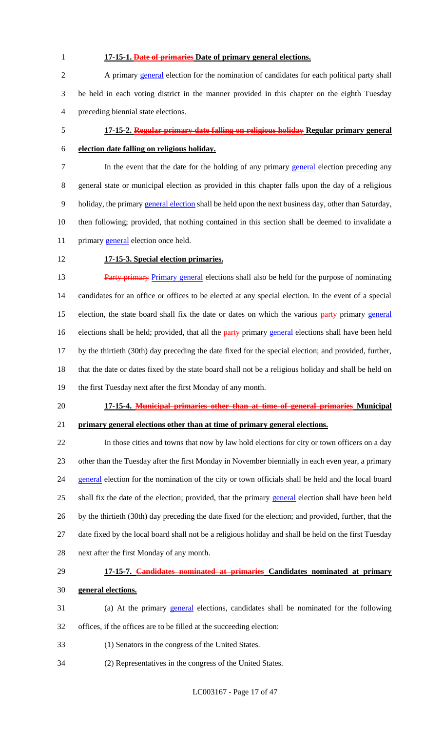**17-15-1. ~~Date of primaries~~ Date of primary general elections.**

A primary general election for the nomination of candidates for each political party shall be held in each voting district in the manner provided in this chapter on the eighth Tuesday preceding biennial state elections.

**17-15-2. ~~Regular primary date falling on religious holiday~~ Regular primary general election date falling on religious holiday.**

In the event that the date for the holding of any primary general election preceding any general state or municipal election as provided in this chapter falls upon the day of a religious holiday, the primary general election shall be held upon the next business day, other than Saturday, then following; provided, that nothing contained in this section shall be deemed to invalidate a primary general election once held.

**17-15-3. Special election primaries.**

~~Party primary~~ Primary general elections shall also be held for the purpose of nominating candidates for an office or offices to be elected at any special election. In the event of a special election, the state board shall fix the date or dates on which the various ~~party~~ primary general elections shall be held; provided, that all the ~~party~~ primary general elections shall have been held by the thirtieth (30th) day preceding the date fixed for the special election; and provided, further, that the date or dates fixed by the state board shall not be a religious holiday and shall be held on the first Tuesday next after the first Monday of any month.

**17-15-4. ~~Municipal primaries other than at time of general primaries~~ Municipal primary general elections other than at time of primary general elections.**

In those cities and towns that now by law hold elections for city or town officers on a day other than the Tuesday after the first Monday in November biennially in each even year, a primary general election for the nomination of the city or town officials shall be held and the local board shall fix the date of the election; provided, that the primary general election shall have been held by the thirtieth (30th) day preceding the date fixed for the election; and provided, further, that the date fixed by the local board shall not be a religious holiday and shall be held on the first Tuesday next after the first Monday of any month.

**17-15-7. ~~Candidates nominated at primaries~~ Candidates nominated at primary general elections.**

(a) At the primary general elections, candidates shall be nominated for the following offices, if the offices are to be filled at the succeeding election:

(1) Senators in the congress of the United States.

(2) Representatives in the congress of the United States.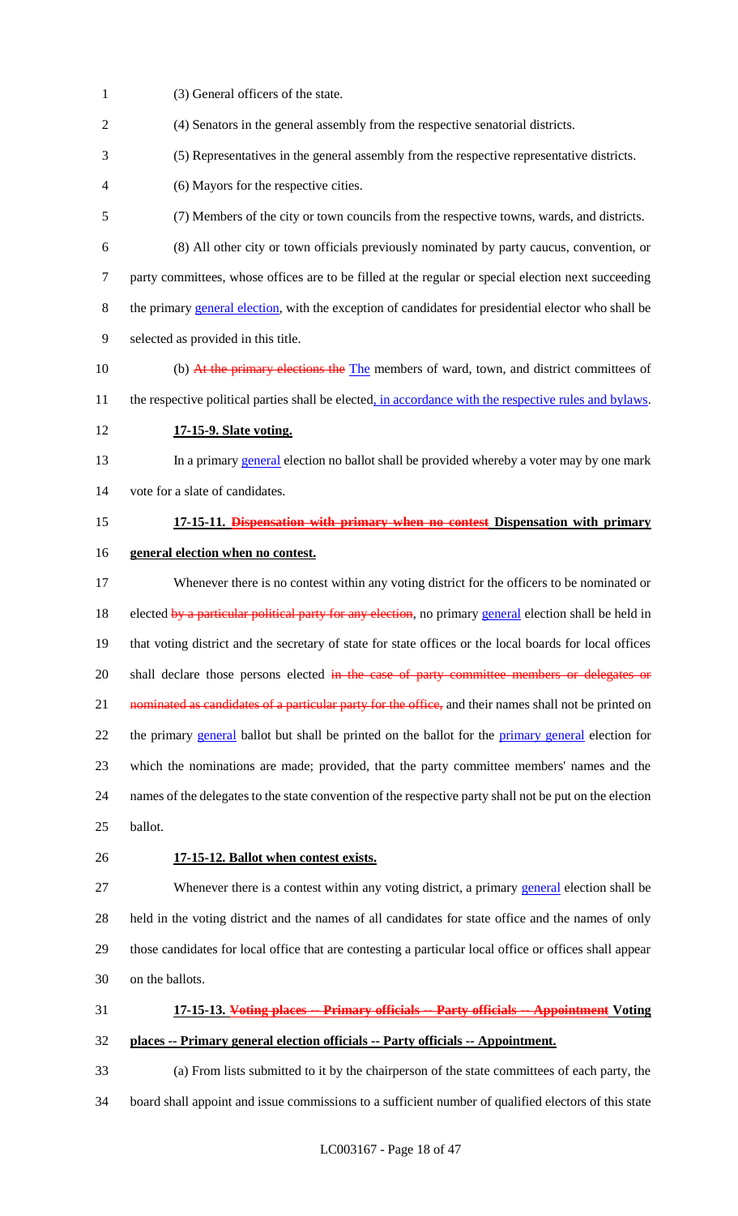(3) General officers of the state.

(4) Senators in the general assembly from the respective senatorial districts.

(5) Representatives in the general assembly from the respective representative districts.

(6) Mayors for the respective cities.

(7) Members of the city or town councils from the respective towns, wards, and districts.

(8) All other city or town officials previously nominated by party caucus, convention, or party committees, whose offices are to be filled at the regular or special election next succeeding the primary general election, with the exception of candidates for presidential elector who shall be selected as provided in this title.

(b) ~~At the primary elections the~~ The members of ward, town, and district committees of the respective political parties shall be elected, in accordance with the respective rules and bylaws.

**17-15-9. Slate voting.**

In a primary general election no ballot shall be provided whereby a voter may by one mark vote for a slate of candidates.

**17-15-11. ~~Dispensation with primary when no contest~~ Dispensation with primary general election when no contest.**

Whenever there is no contest within any voting district for the officers to be nominated or elected ~~by a particular political party for any election~~, no primary general election shall be held in that voting district and the secretary of state for state offices or the local boards for local offices shall declare those persons elected ~~in the case of party committee members or delegates or nominated as candidates of a particular party for the office~~, and their names shall not be printed on the primary general ballot but shall be printed on the ballot for the primary general election for which the nominations are made; provided, that the party committee members' names and the names of the delegates to the state convention of the respective party shall not be put on the election ballot.

**17-15-12. Ballot when contest exists.**

Whenever there is a contest within any voting district, a primary general election shall be held in the voting district and the names of all candidates for state office and the names of only those candidates for local office that are contesting a particular local office or offices shall appear on the ballots.

**17-15-13. ~~Voting places -- Primary officials -- Party officials -- Appointment~~ Voting places -- Primary general election officials -- Party officials -- Appointment.**

(a) From lists submitted to it by the chairperson of the state committees of each party, the board shall appoint and issue commissions to a sufficient number of qualified electors of this state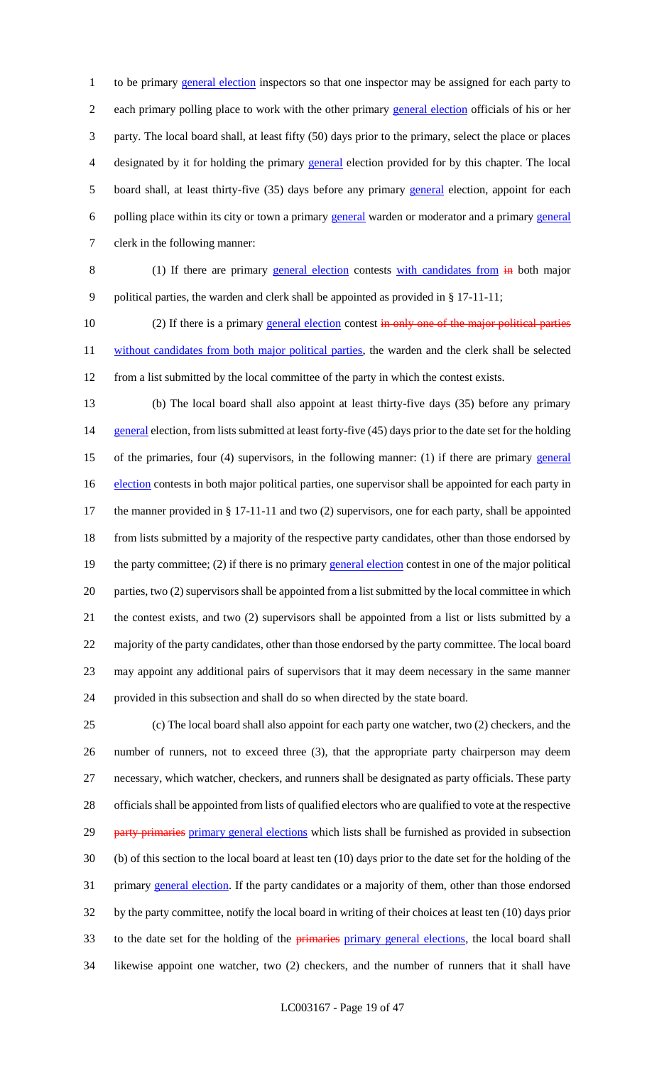to be primary general election inspectors so that one inspector may be assigned for each party to each primary polling place to work with the other primary general election officials of his or her party. The local board shall, at least fifty (50) days prior to the primary, select the place or places designated by it for holding the primary general election provided for by this chapter. The local board shall, at least thirty-five (35) days before any primary general election, appoint for each polling place within its city or town a primary general warden or moderator and a primary general clerk in the following manner:

(1) If there are primary general election contests with candidates from in both major political parties, the warden and clerk shall be appointed as provided in § 17-11-11;

(2) If there is a primary general election contest in only one of the major political parties without candidates from both major political parties, the warden and the clerk shall be selected from a list submitted by the local committee of the party in which the contest exists.

(b) The local board shall also appoint at least thirty-five days (35) before any primary general election, from lists submitted at least forty-five (45) days prior to the date set for the holding of the primaries, four (4) supervisors, in the following manner: (1) if there are primary general election contests in both major political parties, one supervisor shall be appointed for each party in the manner provided in § 17-11-11 and two (2) supervisors, one for each party, shall be appointed from lists submitted by a majority of the respective party candidates, other than those endorsed by the party committee; (2) if there is no primary general election contest in one of the major political parties, two (2) supervisors shall be appointed from a list submitted by the local committee in which the contest exists, and two (2) supervisors shall be appointed from a list or lists submitted by a majority of the party candidates, other than those endorsed by the party committee. The local board may appoint any additional pairs of supervisors that it may deem necessary in the same manner provided in this subsection and shall do so when directed by the state board.

(c) The local board shall also appoint for each party one watcher, two (2) checkers, and the number of runners, not to exceed three (3), that the appropriate party chairperson may deem necessary, which watcher, checkers, and runners shall be designated as party officials. These party officials shall be appointed from lists of qualified electors who are qualified to vote at the respective party primaries primary general elections which lists shall be furnished as provided in subsection (b) of this section to the local board at least ten (10) days prior to the date set for the holding of the primary general election. If the party candidates or a majority of them, other than those endorsed by the party committee, notify the local board in writing of their choices at least ten (10) days prior to the date set for the holding of the primaries primary general elections, the local board shall likewise appoint one watcher, two (2) checkers, and the number of runners that it shall have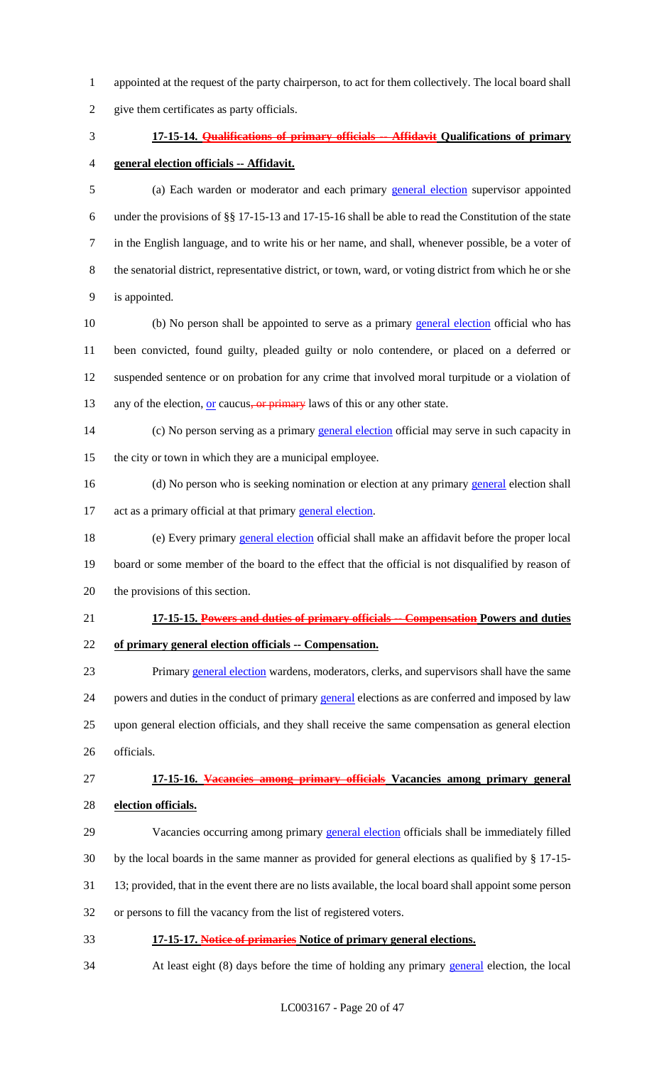appointed at the request of the party chairperson, to act for them collectively. The local board shall give them certificates as party officials.

**17-15-14. ~~Qualifications of primary officials -- Affidavit~~ Qualifications of primary general election officials -- Affidavit.**

(a) Each warden or moderator and each primary general election supervisor appointed under the provisions of §§ 17-15-13 and 17-15-16 shall be able to read the Constitution of the state in the English language, and to write his or her name, and shall, whenever possible, be a voter of the senatorial district, representative district, or town, ward, or voting district from which he or she is appointed.

(b) No person shall be appointed to serve as a primary general election official who has been convicted, found guilty, pleaded guilty or nolo contendere, or placed on a deferred or suspended sentence or on probation for any crime that involved moral turpitude or a violation of any of the election, or caucus~~, or primary~~ laws of this or any other state.

(c) No person serving as a primary general election official may serve in such capacity in the city or town in which they are a municipal employee.

(d) No person who is seeking nomination or election at any primary general election shall act as a primary official at that primary general election.

(e) Every primary general election official shall make an affidavit before the proper local board or some member of the board to the effect that the official is not disqualified by reason of the provisions of this section.

**17-15-15. ~~Powers and duties of primary officials -- Compensation~~ Powers and duties of primary general election officials -- Compensation.**

Primary general election wardens, moderators, clerks, and supervisors shall have the same powers and duties in the conduct of primary general elections as are conferred and imposed by law upon general election officials, and they shall receive the same compensation as general election officials.

**17-15-16. ~~Vacancies among primary officials~~ Vacancies among primary general election officials.**

Vacancies occurring among primary general election officials shall be immediately filled by the local boards in the same manner as provided for general elections as qualified by § 17-15-13; provided, that in the event there are no lists available, the local board shall appoint some person or persons to fill the vacancy from the list of registered voters.

**17-15-17. ~~Notice of primaries~~ Notice of primary general elections.**

At least eight (8) days before the time of holding any primary general election, the local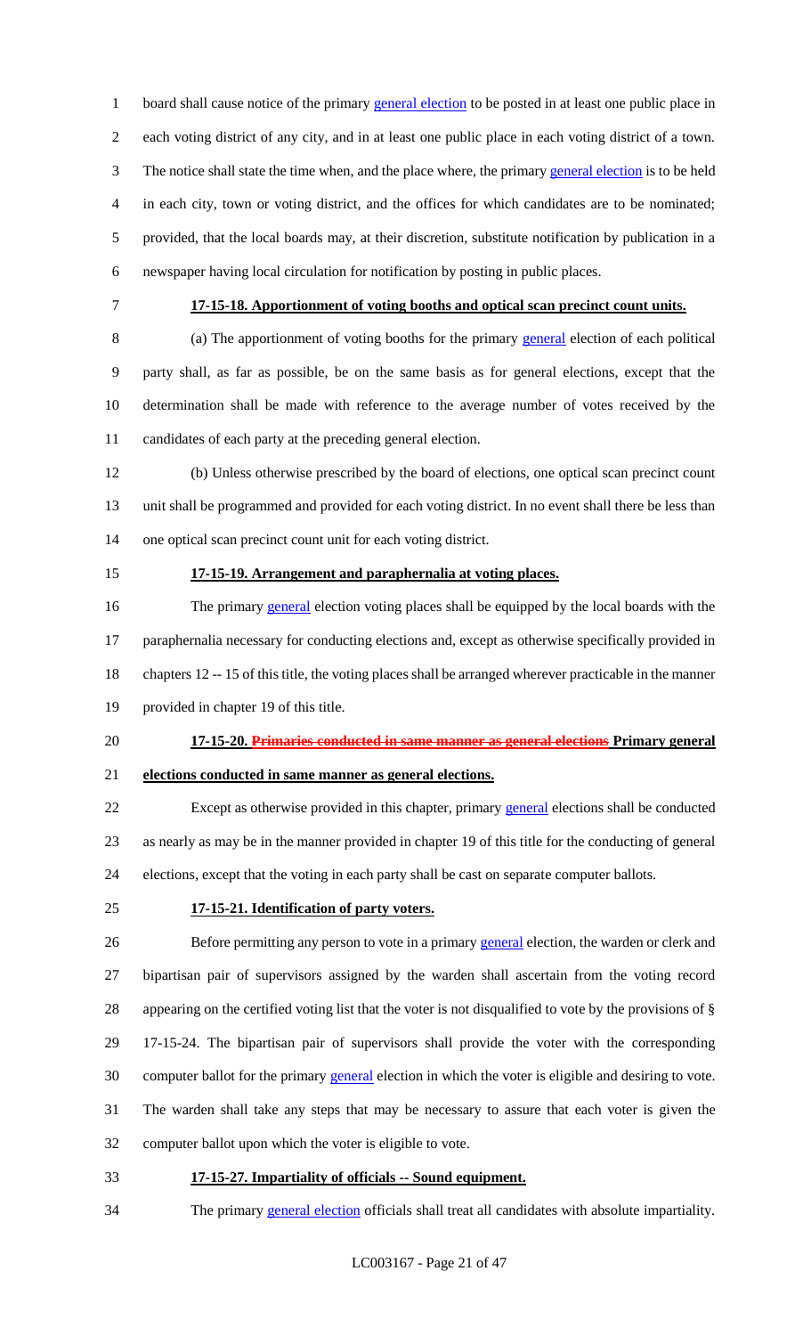board shall cause notice of the primary general election to be posted in at least one public place in each voting district of any city, and in at least one public place in each voting district of a town. The notice shall state the time when, and the place where, the primary general election is to be held in each city, town or voting district, and the offices for which candidates are to be nominated; provided, that the local boards may, at their discretion, substitute notification by publication in a newspaper having local circulation for notification by posting in public places.

**17-15-18. Apportionment of voting booths and optical scan precinct count units.**

(a) The apportionment of voting booths for the primary general election of each political party shall, as far as possible, be on the same basis as for general elections, except that the determination shall be made with reference to the average number of votes received by the candidates of each party at the preceding general election.

(b) Unless otherwise prescribed by the board of elections, one optical scan precinct count unit shall be programmed and provided for each voting district. In no event shall there be less than one optical scan precinct count unit for each voting district.

**17-15-19. Arrangement and paraphernalia at voting places.**

The primary general election voting places shall be equipped by the local boards with the paraphernalia necessary for conducting elections and, except as otherwise specifically provided in chapters 12 -- 15 of this title, the voting places shall be arranged wherever practicable in the manner provided in chapter 19 of this title.

**17-15-20. ~~Primaries conducted in same manner as general elections~~ Primary general elections conducted in same manner as general elections.**

Except as otherwise provided in this chapter, primary general elections shall be conducted as nearly as may be in the manner provided in chapter 19 of this title for the conducting of general elections, except that the voting in each party shall be cast on separate computer ballots.

**17-15-21. Identification of party voters.**

Before permitting any person to vote in a primary general election, the warden or clerk and bipartisan pair of supervisors assigned by the warden shall ascertain from the voting record appearing on the certified voting list that the voter is not disqualified to vote by the provisions of § 17-15-24. The bipartisan pair of supervisors shall provide the voter with the corresponding computer ballot for the primary general election in which the voter is eligible and desiring to vote. The warden shall take any steps that may be necessary to assure that each voter is given the computer ballot upon which the voter is eligible to vote.

**17-15-27. Impartiality of officials -- Sound equipment.**

The primary general election officials shall treat all candidates with absolute impartiality.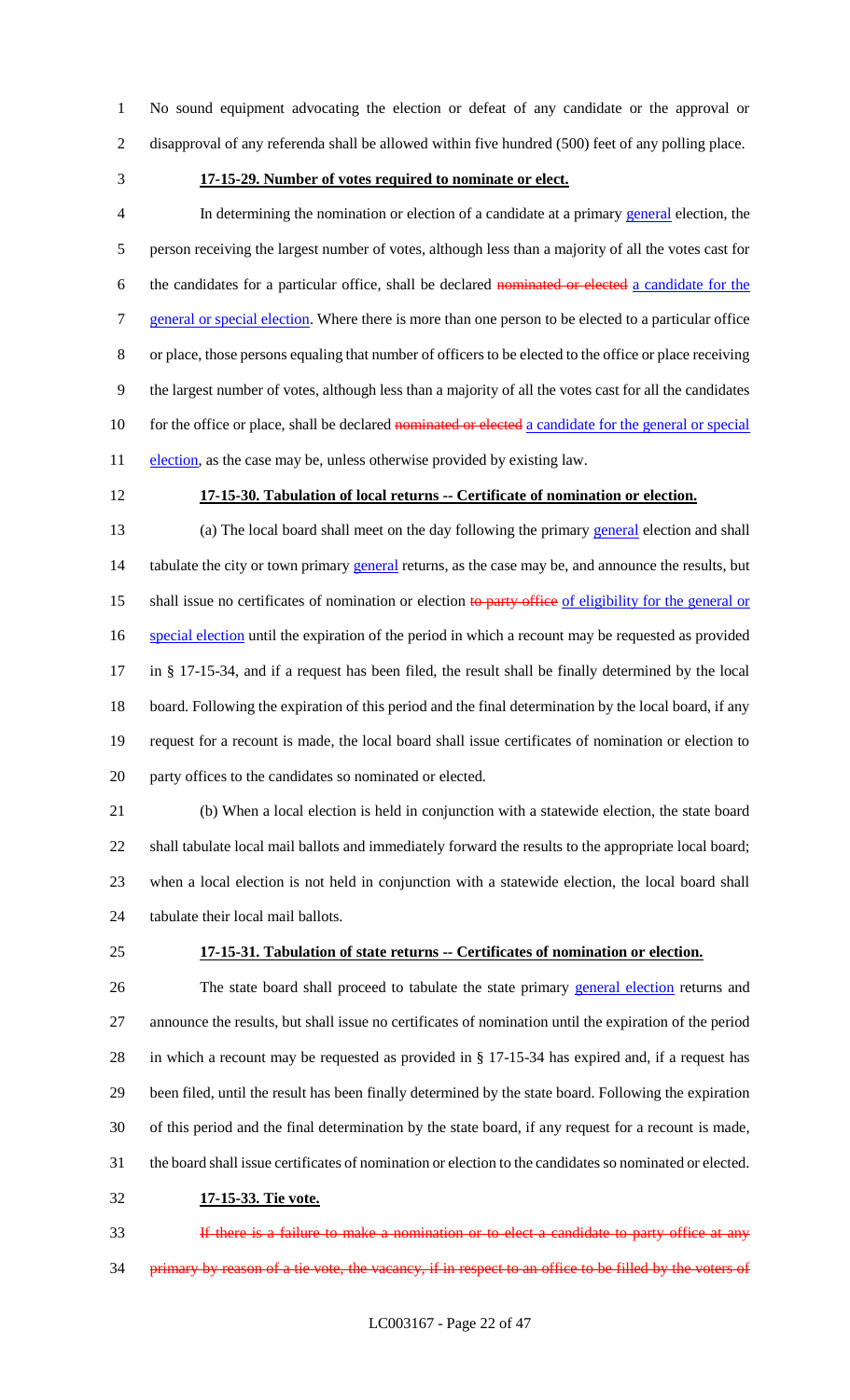No sound equipment advocating the election or defeat of any candidate or the approval or disapproval of any referenda shall be allowed within five hundred (500) feet of any polling place.

**17-15-29. Number of votes required to nominate or elect.**

In determining the nomination or election of a candidate at a primary general election, the person receiving the largest number of votes, although less than a majority of all the votes cast for the candidates for a particular office, shall be declared ~~nominated or elected~~ a candidate for the general or special election. Where there is more than one person to be elected to a particular office or place, those persons equaling that number of officers to be elected to the office or place receiving the largest number of votes, although less than a majority of all the votes cast for all the candidates for the office or place, shall be declared ~~nominated or elected~~ a candidate for the general or special election, as the case may be, unless otherwise provided by existing law.

**17-15-30. Tabulation of local returns -- Certificate of nomination or election.**

(a) The local board shall meet on the day following the primary general election and shall tabulate the city or town primary general returns, as the case may be, and announce the results, but shall issue no certificates of nomination or election ~~to party office~~ of eligibility for the general or special election until the expiration of the period in which a recount may be requested as provided in § 17-15-34, and if a request has been filed, the result shall be finally determined by the local board. Following the expiration of this period and the final determination by the local board, if any request for a recount is made, the local board shall issue certificates of nomination or election to party offices to the candidates so nominated or elected.

(b) When a local election is held in conjunction with a statewide election, the state board shall tabulate local mail ballots and immediately forward the results to the appropriate local board; when a local election is not held in conjunction with a statewide election, the local board shall tabulate their local mail ballots.

**17-15-31. Tabulation of state returns -- Certificates of nomination or election.**

The state board shall proceed to tabulate the state primary general election returns and announce the results, but shall issue no certificates of nomination until the expiration of the period in which a recount may be requested as provided in § 17-15-34 has expired and, if a request has been filed, until the result has been finally determined by the state board. Following the expiration of this period and the final determination by the state board, if any request for a recount is made, the board shall issue certificates of nomination or election to the candidates so nominated or elected.

**17-15-33. Tie vote.**

~~If there is a failure to make a nomination or to elect a candidate to party office at any primary by reason of a tie vote, the vacancy, if in respect to an office to be filled by the voters of~~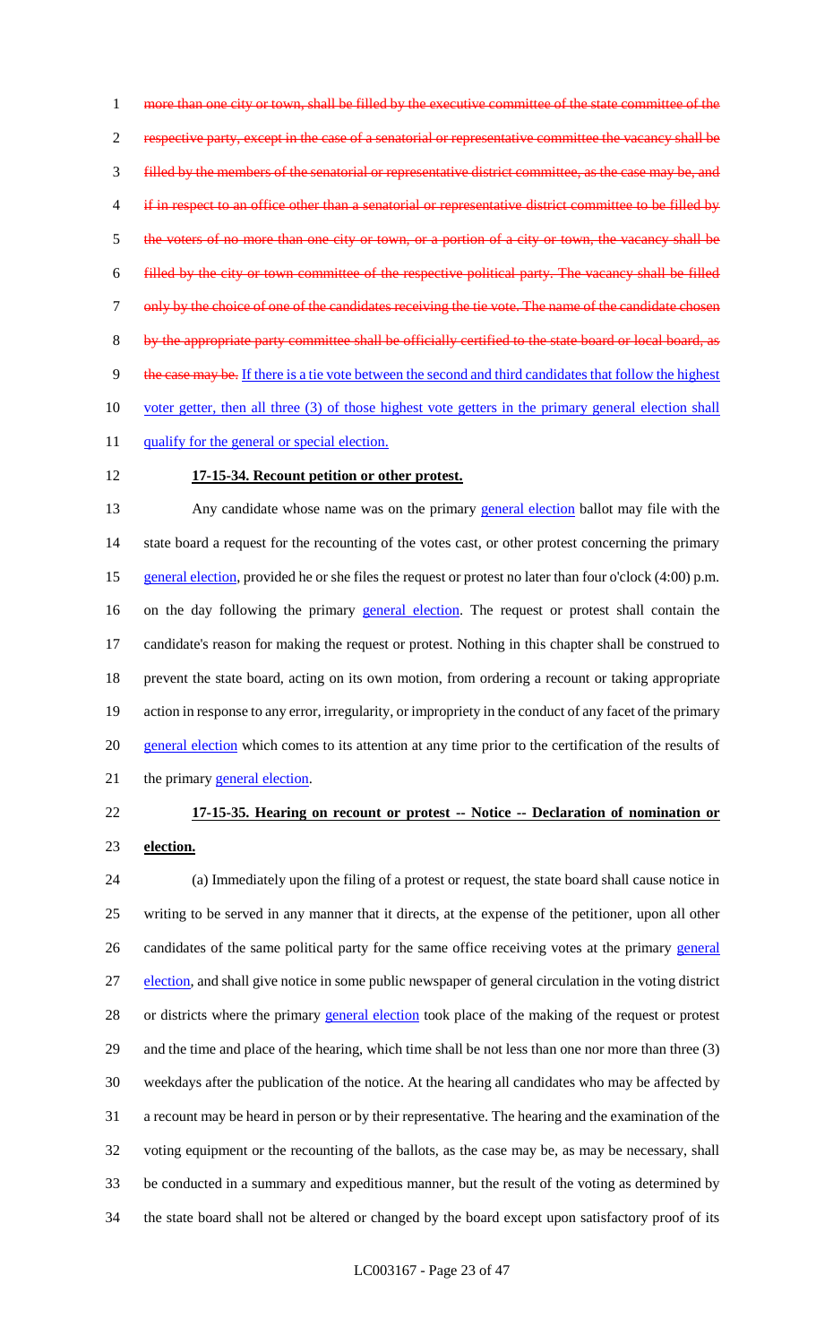~~more than one city or town, shall be filled by the executive committee of the state committee of the respective party, except in the case of a senatorial or representative committee the vacancy shall be filled by the members of the senatorial or representative district committee, as the case may be, and if in respect to an office other than a senatorial or representative district committee to be filled by the voters of no more than one city or town, or a portion of a city or town, the vacancy shall be filled by the city or town committee of the respective political party. The vacancy shall be filled only by the choice of one of the candidates receiving the tie vote. The name of the candidate chosen by the appropriate party committee shall be officially certified to the state board or local board, as the case may be.~~ <u>If there is a tie vote between the second and third candidates that follow the highest voter getter, then all three (3) of those highest vote getters in the primary general election shall qualify for the general or special election.</u>

**<u>17-15-34. Recount petition or other protest.</u>**

Any candidate whose name was on the primary <u>general election</u> ballot may file with the state board a request for the recounting of the votes cast, or other protest concerning the primary <u>general election</u>, provided he or she files the request or protest no later than four o'clock (4:00) p.m. on the day following the primary <u>general election</u>. The request or protest shall contain the candidate's reason for making the request or protest. Nothing in this chapter shall be construed to prevent the state board, acting on its own motion, from ordering a recount or taking appropriate action in response to any error, irregularity, or impropriety in the conduct of any facet of the primary <u>general election</u> which comes to its attention at any time prior to the certification of the results of the primary <u>general election</u>.

**<u>17-15-35. Hearing on recount or protest -- Notice -- Declaration of nomination or election.</u>**

(a) Immediately upon the filing of a protest or request, the state board shall cause notice in writing to be served in any manner that it directs, at the expense of the petitioner, upon all other candidates of the same political party for the same office receiving votes at the primary <u>general election</u>, and shall give notice in some public newspaper of general circulation in the voting district or districts where the primary <u>general election</u> took place of the making of the request or protest and the time and place of the hearing, which time shall be not less than one nor more than three (3) weekdays after the publication of the notice. At the hearing all candidates who may be affected by a recount may be heard in person or by their representative. The hearing and the examination of the voting equipment or the recounting of the ballots, as the case may be, as may be necessary, shall be conducted in a summary and expeditious manner, but the result of the voting as determined by the state board shall not be altered or changed by the board except upon satisfactory proof of its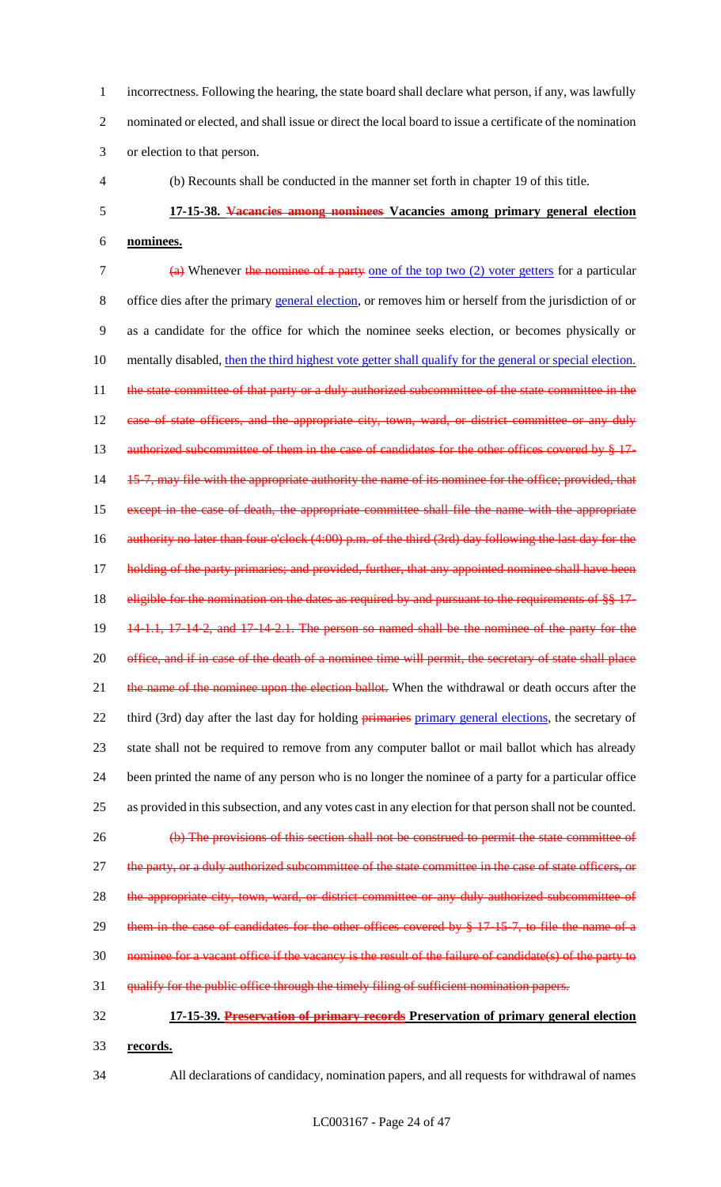incorrectness. Following the hearing, the state board shall declare what person, if any, was lawfully nominated or elected, and shall issue or direct the local board to issue a certificate of the nomination or election to that person.

(b) Recounts shall be conducted in the manner set forth in chapter 19 of this title.

**17-15-38. ~~Vacancies among nominees~~ Vacancies among primary general election nominees.**

~~(a)~~ Whenever ~~the nominee of a party~~ one of the top two (2) voter getters for a particular office dies after the primary general election, or removes him or herself from the jurisdiction of or as a candidate for the office for which the nominee seeks election, or becomes physically or mentally disabled, then the third highest vote getter shall qualify for the general or special election. ~~the state committee of that party or a duly authorized subcommittee of the state committee in the case of state officers, and the appropriate city, town, ward, or district committee or any duly authorized subcommittee of them in the case of candidates for the other offices covered by § 17-15-7, may file with the appropriate authority the name of its nominee for the office; provided, that except in the case of death, the appropriate committee shall file the name with the appropriate authority no later than four o'clock (4:00) p.m. of the third (3rd) day following the last day for the holding of the party primaries; and provided, further, that any appointed nominee shall have been eligible for the nomination on the dates as required by and pursuant to the requirements of §§ 17-14-1.1, 17-14-2, and 17-14-2.1. The person so named shall be the nominee of the party for the office, and if in case of the death of a nominee time will permit, the secretary of state shall place the name of the nominee upon the election ballot.~~ When the withdrawal or death occurs after the third (3rd) day after the last day for holding ~~primaries~~ primary general elections, the secretary of state shall not be required to remove from any computer ballot or mail ballot which has already been printed the name of any person who is no longer the nominee of a party for a particular office as provided in this subsection, and any votes cast in any election for that person shall not be counted.

~~(b) The provisions of this section shall not be construed to permit the state committee of the party, or a duly authorized subcommittee of the state committee in the case of state officers, or the appropriate city, town, ward, or district committee or any duly authorized subcommittee of them in the case of candidates for the other offices covered by § 17-15-7, to file the name of a nominee for a vacant office if the vacancy is the result of the failure of candidate(s) of the party to qualify for the public office through the timely filing of sufficient nomination papers.~~

**17-15-39. ~~Preservation of primary records~~ Preservation of primary general election records.**

All declarations of candidacy, nomination papers, and all requests for withdrawal of names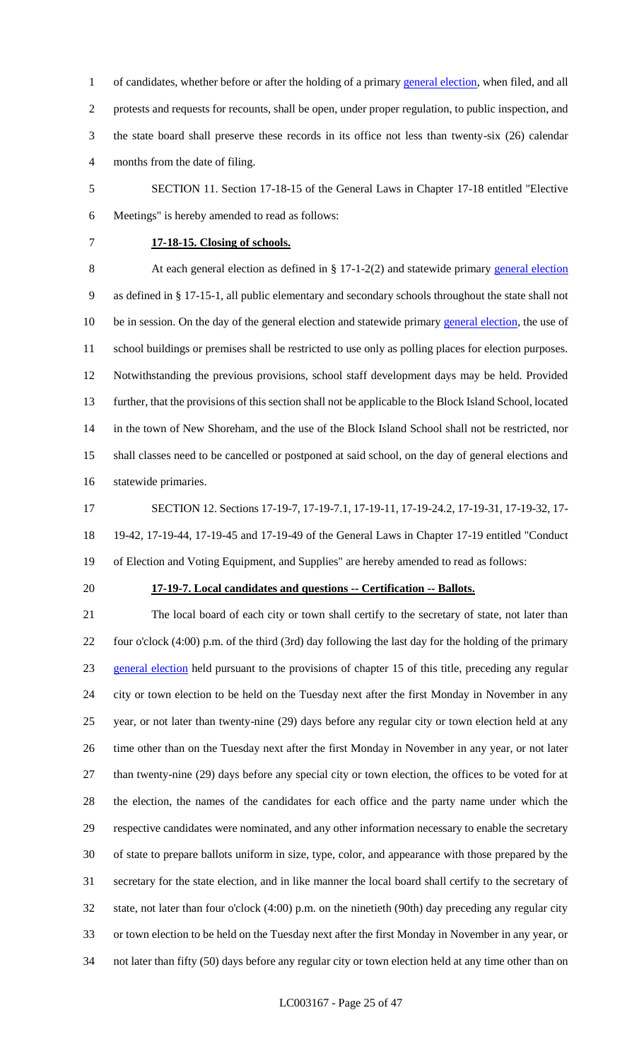of candidates, whether before or after the holding of a primary general election, when filed, and all protests and requests for recounts, shall be open, under proper regulation, to public inspection, and the state board shall preserve these records in its office not less than twenty-six (26) calendar months from the date of filing.

SECTION 11. Section 17-18-15 of the General Laws in Chapter 17-18 entitled "Elective Meetings" is hereby amended to read as follows:

**17-18-15. Closing of schools.**

At each general election as defined in § 17-1-2(2) and statewide primary general election as defined in § 17-15-1, all public elementary and secondary schools throughout the state shall not be in session. On the day of the general election and statewide primary general election, the use of school buildings or premises shall be restricted to use only as polling places for election purposes. Notwithstanding the previous provisions, school staff development days may be held. Provided further, that the provisions of this section shall not be applicable to the Block Island School, located in the town of New Shoreham, and the use of the Block Island School shall not be restricted, nor shall classes need to be cancelled or postponed at said school, on the day of general elections and statewide primaries.

SECTION 12. Sections 17-19-7, 17-19-7.1, 17-19-11, 17-19-24.2, 17-19-31, 17-19-32, 17-19-42, 17-19-44, 17-19-45 and 17-19-49 of the General Laws in Chapter 17-19 entitled "Conduct of Election and Voting Equipment, and Supplies" are hereby amended to read as follows:

**17-19-7. Local candidates and questions -- Certification -- Ballots.**

The local board of each city or town shall certify to the secretary of state, not later than four o'clock (4:00) p.m. of the third (3rd) day following the last day for the holding of the primary general election held pursuant to the provisions of chapter 15 of this title, preceding any regular city or town election to be held on the Tuesday next after the first Monday in November in any year, or not later than twenty-nine (29) days before any regular city or town election held at any time other than on the Tuesday next after the first Monday in November in any year, or not later than twenty-nine (29) days before any special city or town election, the offices to be voted for at the election, the names of the candidates for each office and the party name under which the respective candidates were nominated, and any other information necessary to enable the secretary of state to prepare ballots uniform in size, type, color, and appearance with those prepared by the secretary for the state election, and in like manner the local board shall certify to the secretary of state, not later than four o'clock (4:00) p.m. on the ninetieth (90th) day preceding any regular city or town election to be held on the Tuesday next after the first Monday in November in any year, or not later than fifty (50) days before any regular city or town election held at any time other than on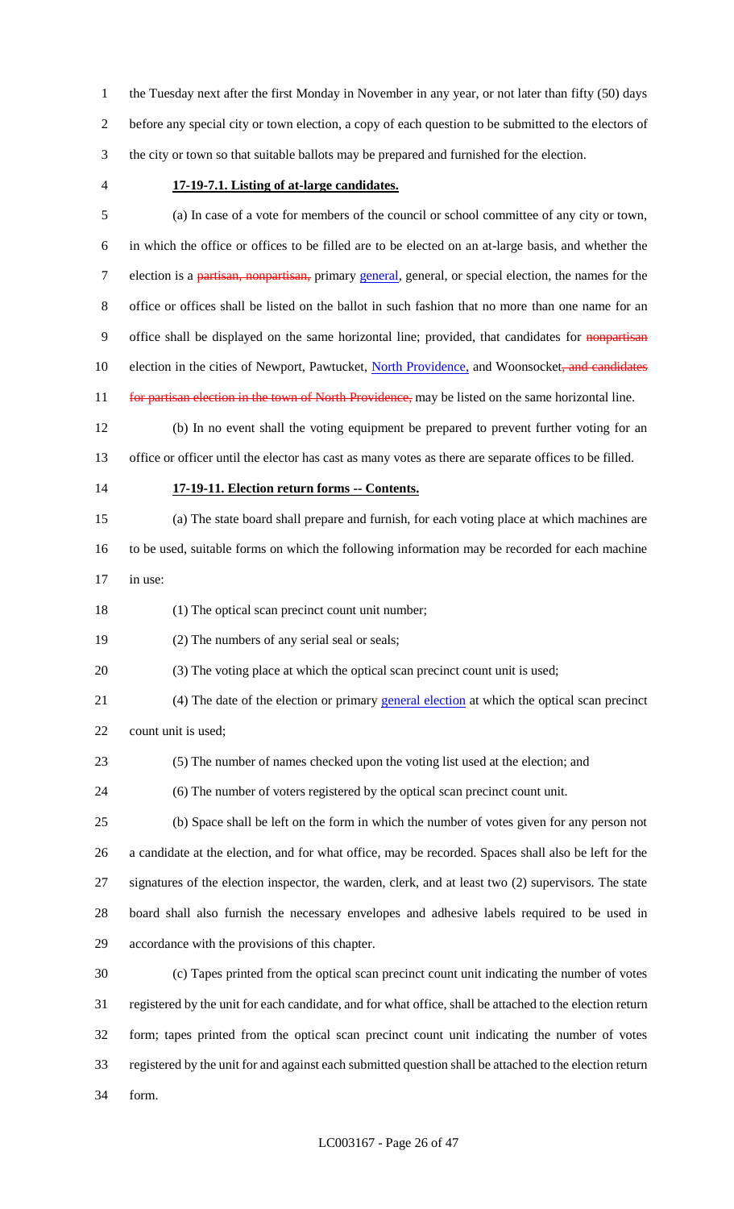the Tuesday next after the first Monday in November in any year, or not later than fifty (50) days before any special city or town election, a copy of each question to be submitted to the electors of the city or town so that suitable ballots may be prepared and furnished for the election.

**17-19-7.1. Listing of at-large candidates.**

(a) In case of a vote for members of the council or school committee of any city or town, in which the office or offices to be filled are to be elected on an at-large basis, and whether the election is a ~~partisan, nonpartisan,~~ primary <u>general</u>, general, or special election, the names for the office or offices shall be listed on the ballot in such fashion that no more than one name for an office shall be displayed on the same horizontal line; provided, that candidates for ~~nonpartisan~~ election in the cities of Newport, Pawtucket, <u>North Providence,</u> and Woonsocket~~, and candidates for partisan election in the town of North Providence,~~ may be listed on the same horizontal line.

(b) In no event shall the voting equipment be prepared to prevent further voting for an office or officer until the elector has cast as many votes as there are separate offices to be filled.

**17-19-11. Election return forms -- Contents.**

(a) The state board shall prepare and furnish, for each voting place at which machines are to be used, suitable forms on which the following information may be recorded for each machine in use:

(1) The optical scan precinct count unit number;

(2) The numbers of any serial seal or seals;

(3) The voting place at which the optical scan precinct count unit is used;

(4) The date of the election or primary <u>general election</u> at which the optical scan precinct count unit is used;

(5) The number of names checked upon the voting list used at the election; and

(6) The number of voters registered by the optical scan precinct count unit.

(b) Space shall be left on the form in which the number of votes given for any person not a candidate at the election, and for what office, may be recorded. Spaces shall also be left for the signatures of the election inspector, the warden, clerk, and at least two (2) supervisors. The state board shall also furnish the necessary envelopes and adhesive labels required to be used in accordance with the provisions of this chapter.

(c) Tapes printed from the optical scan precinct count unit indicating the number of votes registered by the unit for each candidate, and for what office, shall be attached to the election return form; tapes printed from the optical scan precinct count unit indicating the number of votes registered by the unit for and against each submitted question shall be attached to the election return form.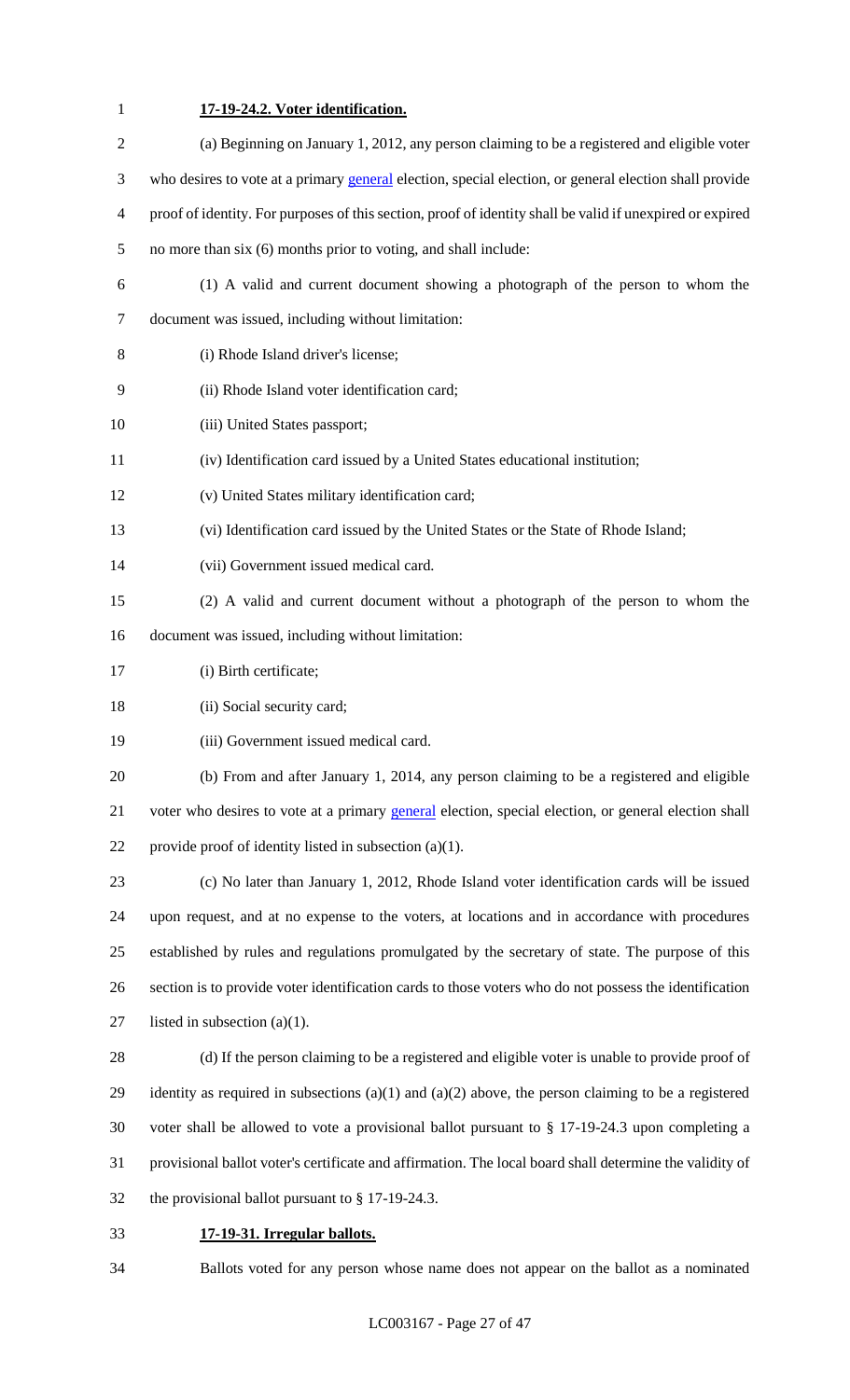**17-19-24.2. Voter identification.**

(a) Beginning on January 1, 2012, any person claiming to be a registered and eligible voter who desires to vote at a primary general election, special election, or general election shall provide proof of identity. For purposes of this section, proof of identity shall be valid if unexpired or expired no more than six (6) months prior to voting, and shall include:

(1) A valid and current document showing a photograph of the person to whom the document was issued, including without limitation:

(i) Rhode Island driver's license;

(ii) Rhode Island voter identification card;

(iii) United States passport;

(iv) Identification card issued by a United States educational institution;

(v) United States military identification card;

(vi) Identification card issued by the United States or the State of Rhode Island;

(vii) Government issued medical card.

(2) A valid and current document without a photograph of the person to whom the document was issued, including without limitation:

(i) Birth certificate;

(ii) Social security card;

(iii) Government issued medical card.

(b) From and after January 1, 2014, any person claiming to be a registered and eligible voter who desires to vote at a primary general election, special election, or general election shall provide proof of identity listed in subsection (a)(1).

(c) No later than January 1, 2012, Rhode Island voter identification cards will be issued upon request, and at no expense to the voters, at locations and in accordance with procedures established by rules and regulations promulgated by the secretary of state. The purpose of this section is to provide voter identification cards to those voters who do not possess the identification listed in subsection (a)(1).

(d) If the person claiming to be a registered and eligible voter is unable to provide proof of identity as required in subsections (a)(1) and (a)(2) above, the person claiming to be a registered voter shall be allowed to vote a provisional ballot pursuant to § 17-19-24.3 upon completing a provisional ballot voter's certificate and affirmation. The local board shall determine the validity of the provisional ballot pursuant to § 17-19-24.3.

**17-19-31. Irregular ballots.**

Ballots voted for any person whose name does not appear on the ballot as a nominated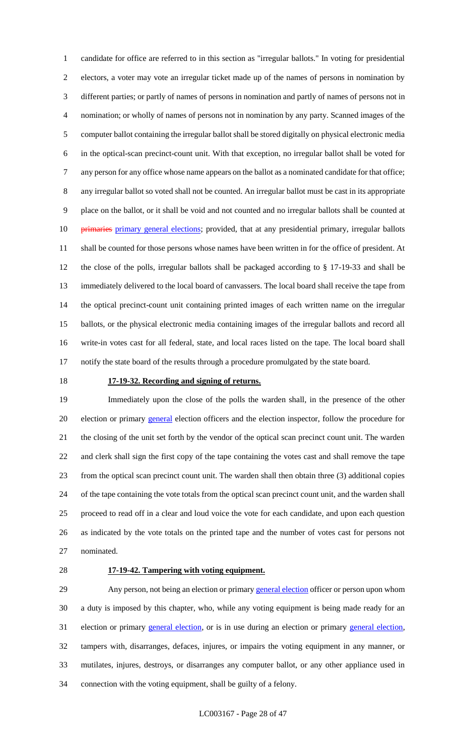candidate for office are referred to in this section as "irregular ballots." In voting for presidential electors, a voter may vote an irregular ticket made up of the names of persons in nomination by different parties; or partly of names of persons in nomination and partly of names of persons not in nomination; or wholly of names of persons not in nomination by any party. Scanned images of the computer ballot containing the irregular ballot shall be stored digitally on physical electronic media in the optical-scan precinct-count unit. With that exception, no irregular ballot shall be voted for any person for any office whose name appears on the ballot as a nominated candidate for that office; any irregular ballot so voted shall not be counted. An irregular ballot must be cast in its appropriate place on the ballot, or it shall be void and not counted and no irregular ballots shall be counted at ~~primaries~~ primary general elections; provided, that at any presidential primary, irregular ballots shall be counted for those persons whose names have been written in for the office of president. At the close of the polls, irregular ballots shall be packaged according to § 17-19-33 and shall be immediately delivered to the local board of canvassers. The local board shall receive the tape from the optical precinct-count unit containing printed images of each written name on the irregular ballots, or the physical electronic media containing images of the irregular ballots and record all write-in votes cast for all federal, state, and local races listed on the tape. The local board shall notify the state board of the results through a procedure promulgated by the state board.

**17-19-32. Recording and signing of returns.**

Immediately upon the close of the polls the warden shall, in the presence of the other election or primary general election officers and the election inspector, follow the procedure for the closing of the unit set forth by the vendor of the optical scan precinct count unit. The warden and clerk shall sign the first copy of the tape containing the votes cast and shall remove the tape from the optical scan precinct count unit. The warden shall then obtain three (3) additional copies of the tape containing the vote totals from the optical scan precinct count unit, and the warden shall proceed to read off in a clear and loud voice the vote for each candidate, and upon each question as indicated by the vote totals on the printed tape and the number of votes cast for persons not nominated.

**17-19-42. Tampering with voting equipment.**

Any person, not being an election or primary general election officer or person upon whom a duty is imposed by this chapter, who, while any voting equipment is being made ready for an election or primary general election, or is in use during an election or primary general election, tampers with, disarranges, defaces, injures, or impairs the voting equipment in any manner, or mutilates, injures, destroys, or disarranges any computer ballot, or any other appliance used in connection with the voting equipment, shall be guilty of a felony.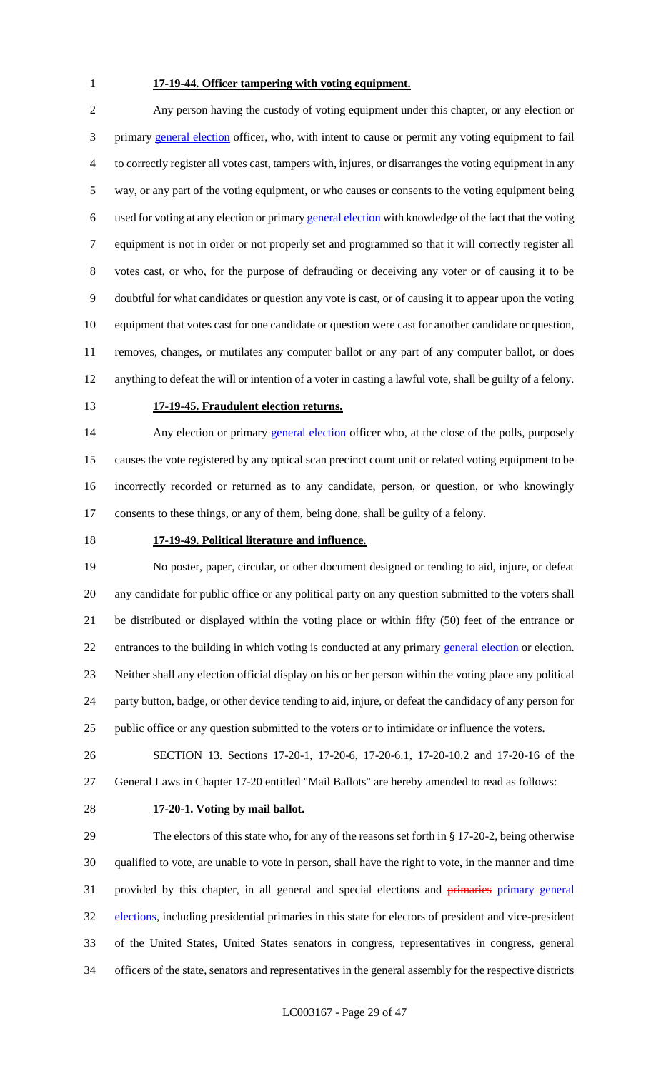**17-19-44. Officer tampering with voting equipment.**

Any person having the custody of voting equipment under this chapter, or any election or primary general election officer, who, with intent to cause or permit any voting equipment to fail to correctly register all votes cast, tampers with, injures, or disarranges the voting equipment in any way, or any part of the voting equipment, or who causes or consents to the voting equipment being used for voting at any election or primary general election with knowledge of the fact that the voting equipment is not in order or not properly set and programmed so that it will correctly register all votes cast, or who, for the purpose of defrauding or deceiving any voter or of causing it to be doubtful for what candidates or question any vote is cast, or of causing it to appear upon the voting equipment that votes cast for one candidate or question were cast for another candidate or question, removes, changes, or mutilates any computer ballot or any part of any computer ballot, or does anything to defeat the will or intention of a voter in casting a lawful vote, shall be guilty of a felony.

**17-19-45. Fraudulent election returns.**

Any election or primary general election officer who, at the close of the polls, purposely causes the vote registered by any optical scan precinct count unit or related voting equipment to be incorrectly recorded or returned as to any candidate, person, or question, or who knowingly consents to these things, or any of them, being done, shall be guilty of a felony.

**17-19-49. Political literature and influence.**

No poster, paper, circular, or other document designed or tending to aid, injure, or defeat any candidate for public office or any political party on any question submitted to the voters shall be distributed or displayed within the voting place or within fifty (50) feet of the entrance or entrances to the building in which voting is conducted at any primary general election or election. Neither shall any election official display on his or her person within the voting place any political party button, badge, or other device tending to aid, injure, or defeat the candidacy of any person for public office or any question submitted to the voters or to intimidate or influence the voters.

SECTION 13. Sections 17-20-1, 17-20-6, 17-20-6.1, 17-20-10.2 and 17-20-16 of the General Laws in Chapter 17-20 entitled "Mail Ballots" are hereby amended to read as follows:

**17-20-1. Voting by mail ballot.**

The electors of this state who, for any of the reasons set forth in § 17-20-2, being otherwise qualified to vote, are unable to vote in person, shall have the right to vote, in the manner and time provided by this chapter, in all general and special elections and primaries primary general elections, including presidential primaries in this state for electors of president and vice-president of the United States, United States senators in congress, representatives in congress, general officers of the state, senators and representatives in the general assembly for the respective districts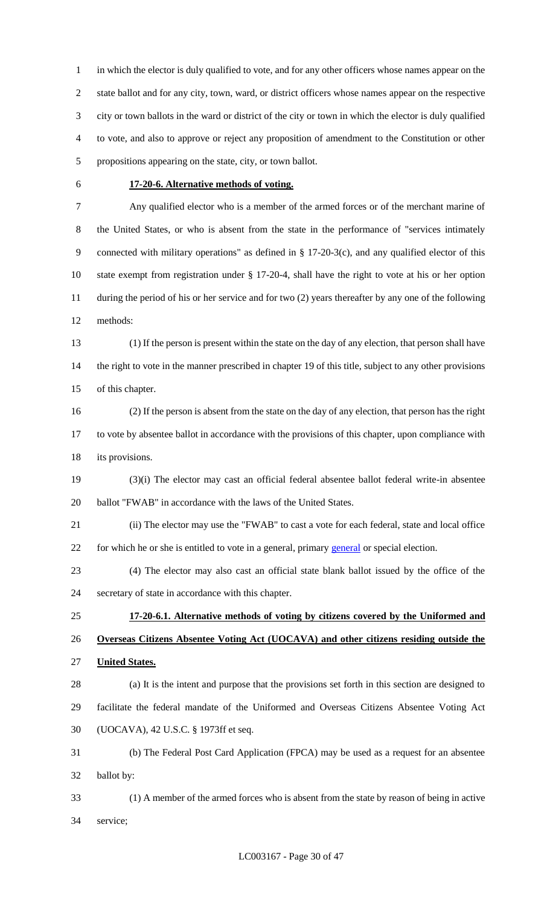in which the elector is duly qualified to vote, and for any other officers whose names appear on the state ballot and for any city, town, ward, or district officers whose names appear on the respective city or town ballots in the ward or district of the city or town in which the elector is duly qualified to vote, and also to approve or reject any proposition of amendment to the Constitution or other propositions appearing on the state, city, or town ballot.

**17-20-6. Alternative methods of voting.**

Any qualified elector who is a member of the armed forces or of the merchant marine of the United States, or who is absent from the state in the performance of "services intimately connected with military operations" as defined in § 17-20-3(c), and any qualified elector of this state exempt from registration under § 17-20-4, shall have the right to vote at his or her option during the period of his or her service and for two (2) years thereafter by any one of the following methods:

(1) If the person is present within the state on the day of any election, that person shall have the right to vote in the manner prescribed in chapter 19 of this title, subject to any other provisions of this chapter.

(2) If the person is absent from the state on the day of any election, that person has the right to vote by absentee ballot in accordance with the provisions of this chapter, upon compliance with its provisions.

(3)(i) The elector may cast an official federal absentee ballot federal write-in absentee ballot "FWAB" in accordance with the laws of the United States.

(ii) The elector may use the "FWAB" to cast a vote for each federal, state and local office for which he or she is entitled to vote in a general, primary general or special election.

(4) The elector may also cast an official state blank ballot issued by the office of the secretary of state in accordance with this chapter.

**17-20-6.1. Alternative methods of voting by citizens covered by the Uniformed and Overseas Citizens Absentee Voting Act (UOCAVA) and other citizens residing outside the United States.**

(a) It is the intent and purpose that the provisions set forth in this section are designed to facilitate the federal mandate of the Uniformed and Overseas Citizens Absentee Voting Act (UOCAVA), 42 U.S.C. § 1973ff et seq.

(b) The Federal Post Card Application (FPCA) may be used as a request for an absentee ballot by:

(1) A member of the armed forces who is absent from the state by reason of being in active service;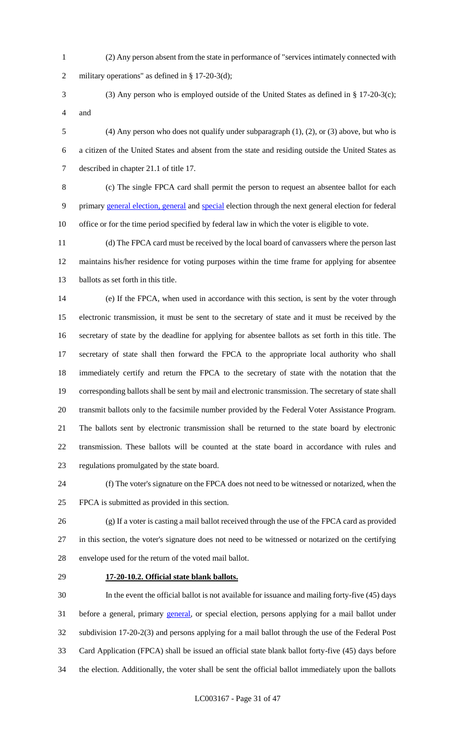(2) Any person absent from the state in performance of "services intimately connected with military operations" as defined in § 17-20-3(d);

(3) Any person who is employed outside of the United States as defined in § 17-20-3(c); and

(4) Any person who does not qualify under subparagraph (1), (2), or (3) above, but who is a citizen of the United States and absent from the state and residing outside the United States as described in chapter 21.1 of title 17.

(c) The single FPCA card shall permit the person to request an absentee ballot for each primary general election, general and special election through the next general election for federal office or for the time period specified by federal law in which the voter is eligible to vote.

(d) The FPCA card must be received by the local board of canvassers where the person last maintains his/her residence for voting purposes within the time frame for applying for absentee ballots as set forth in this title.

(e) If the FPCA, when used in accordance with this section, is sent by the voter through electronic transmission, it must be sent to the secretary of state and it must be received by the secretary of state by the deadline for applying for absentee ballots as set forth in this title. The secretary of state shall then forward the FPCA to the appropriate local authority who shall immediately certify and return the FPCA to the secretary of state with the notation that the corresponding ballots shall be sent by mail and electronic transmission. The secretary of state shall transmit ballots only to the facsimile number provided by the Federal Voter Assistance Program. The ballots sent by electronic transmission shall be returned to the state board by electronic transmission. These ballots will be counted at the state board in accordance with rules and regulations promulgated by the state board.

(f) The voter's signature on the FPCA does not need to be witnessed or notarized, when the FPCA is submitted as provided in this section.

(g) If a voter is casting a mail ballot received through the use of the FPCA card as provided in this section, the voter's signature does not need to be witnessed or notarized on the certifying envelope used for the return of the voted mail ballot.

**17-20-10.2. Official state blank ballots.**

In the event the official ballot is not available for issuance and mailing forty-five (45) days before a general, primary general, or special election, persons applying for a mail ballot under subdivision 17-20-2(3) and persons applying for a mail ballot through the use of the Federal Post Card Application (FPCA) shall be issued an official state blank ballot forty-five (45) days before the election. Additionally, the voter shall be sent the official ballot immediately upon the ballots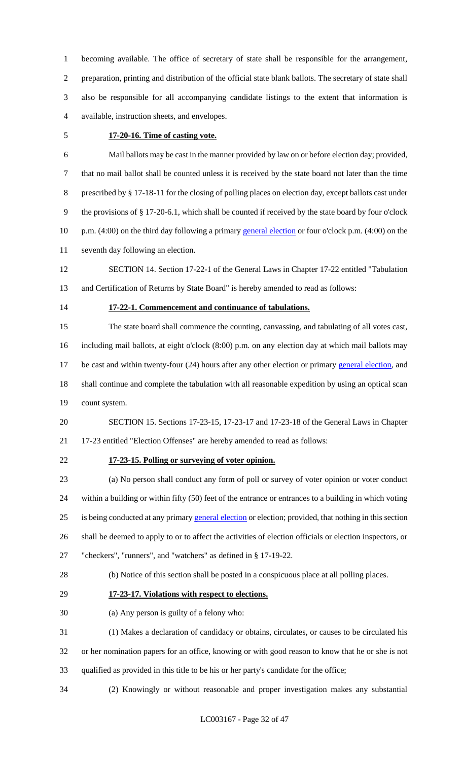becoming available. The office of secretary of state shall be responsible for the arrangement, preparation, printing and distribution of the official state blank ballots. The secretary of state shall also be responsible for all accompanying candidate listings to the extent that information is available, instruction sheets, and envelopes.

**17-20-16. Time of casting vote.**

Mail ballots may be cast in the manner provided by law on or before election day; provided, that no mail ballot shall be counted unless it is received by the state board not later than the time prescribed by § 17-18-11 for the closing of polling places on election day, except ballots cast under the provisions of § 17-20-6.1, which shall be counted if received by the state board by four o'clock p.m. (4:00) on the third day following a primary general election or four o'clock p.m. (4:00) on the seventh day following an election.

SECTION 14. Section 17-22-1 of the General Laws in Chapter 17-22 entitled "Tabulation and Certification of Returns by State Board" is hereby amended to read as follows:

**17-22-1. Commencement and continuance of tabulations.**

The state board shall commence the counting, canvassing, and tabulating of all votes cast, including mail ballots, at eight o'clock (8:00) p.m. on any election day at which mail ballots may be cast and within twenty-four (24) hours after any other election or primary general election, and shall continue and complete the tabulation with all reasonable expedition by using an optical scan count system.

SECTION 15. Sections 17-23-15, 17-23-17 and 17-23-18 of the General Laws in Chapter 17-23 entitled "Election Offenses" are hereby amended to read as follows:

**17-23-15. Polling or surveying of voter opinion.**

(a) No person shall conduct any form of poll or survey of voter opinion or voter conduct within a building or within fifty (50) feet of the entrance or entrances to a building in which voting is being conducted at any primary general election or election; provided, that nothing in this section shall be deemed to apply to or to affect the activities of election officials or election inspectors, or "checkers", "runners", and "watchers" as defined in § 17-19-22.

(b) Notice of this section shall be posted in a conspicuous place at all polling places.

**17-23-17. Violations with respect to elections.**

(a) Any person is guilty of a felony who:

(1) Makes a declaration of candidacy or obtains, circulates, or causes to be circulated his or her nomination papers for an office, knowing or with good reason to know that he or she is not qualified as provided in this title to be his or her party's candidate for the office;

(2) Knowingly or without reasonable and proper investigation makes any substantial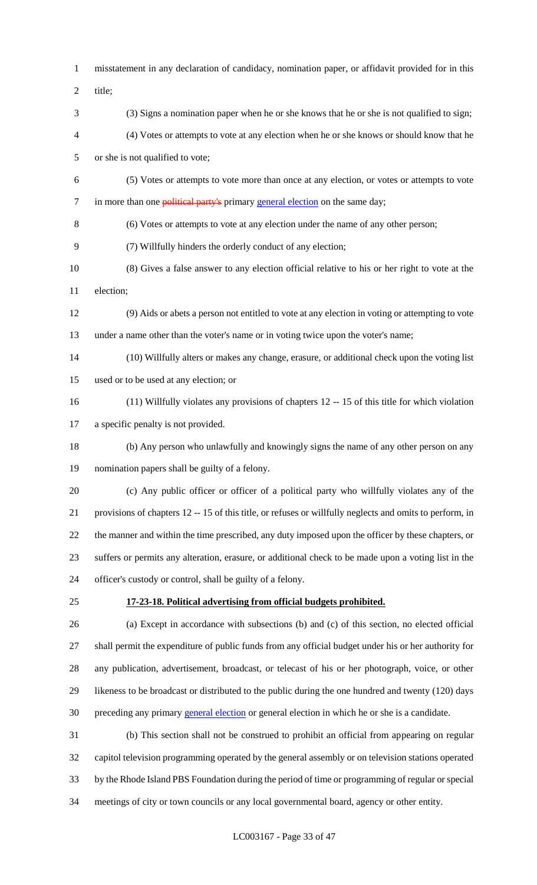misstatement in any declaration of candidacy, nomination paper, or affidavit provided for in this title;

(3) Signs a nomination paper when he or she knows that he or she is not qualified to sign;

(4) Votes or attempts to vote at any election when he or she knows or should know that he or she is not qualified to vote;

(5) Votes or attempts to vote more than once at any election, or votes or attempts to vote in more than one ~~political party's~~ primary general election on the same day;

(6) Votes or attempts to vote at any election under the name of any other person;

(7) Willfully hinders the orderly conduct of any election;

(8) Gives a false answer to any election official relative to his or her right to vote at the election;

(9) Aids or abets a person not entitled to vote at any election in voting or attempting to vote under a name other than the voter's name or in voting twice upon the voter's name;

(10) Willfully alters or makes any change, erasure, or additional check upon the voting list used or to be used at any election; or

(11) Willfully violates any provisions of chapters 12 -- 15 of this title for which violation a specific penalty is not provided.

(b) Any person who unlawfully and knowingly signs the name of any other person on any nomination papers shall be guilty of a felony.

(c) Any public officer or officer of a political party who willfully violates any of the provisions of chapters 12 -- 15 of this title, or refuses or willfully neglects and omits to perform, in the manner and within the time prescribed, any duty imposed upon the officer by these chapters, or suffers or permits any alteration, erasure, or additional check to be made upon a voting list in the officer's custody or control, shall be guilty of a felony.

**17-23-18. Political advertising from official budgets prohibited.**

(a) Except in accordance with subsections (b) and (c) of this section, no elected official shall permit the expenditure of public funds from any official budget under his or her authority for any publication, advertisement, broadcast, or telecast of his or her photograph, voice, or other likeness to be broadcast or distributed to the public during the one hundred and twenty (120) days preceding any primary general election or general election in which he or she is a candidate.

(b) This section shall not be construed to prohibit an official from appearing on regular capitol television programming operated by the general assembly or on television stations operated by the Rhode Island PBS Foundation during the period of time or programming of regular or special meetings of city or town councils or any local governmental board, agency or other entity.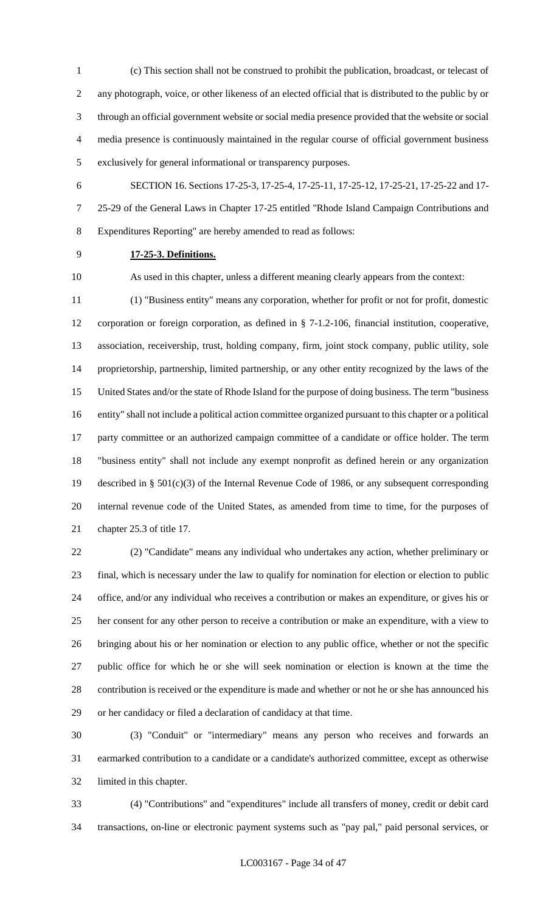(c) This section shall not be construed to prohibit the publication, broadcast, or telecast of any photograph, voice, or other likeness of an elected official that is distributed to the public by or through an official government website or social media presence provided that the website or social media presence is continuously maintained in the regular course of official government business exclusively for general informational or transparency purposes.

SECTION 16. Sections 17-25-3, 17-25-4, 17-25-11, 17-25-12, 17-25-21, 17-25-22 and 17-25-29 of the General Laws in Chapter 17-25 entitled "Rhode Island Campaign Contributions and Expenditures Reporting" are hereby amended to read as follows:

**17-25-3. Definitions.**

As used in this chapter, unless a different meaning clearly appears from the context:

(1) "Business entity" means any corporation, whether for profit or not for profit, domestic corporation or foreign corporation, as defined in § 7-1.2-106, financial institution, cooperative, association, receivership, trust, holding company, firm, joint stock company, public utility, sole proprietorship, partnership, limited partnership, or any other entity recognized by the laws of the United States and/or the state of Rhode Island for the purpose of doing business. The term "business entity" shall not include a political action committee organized pursuant to this chapter or a political party committee or an authorized campaign committee of a candidate or office holder. The term "business entity" shall not include any exempt nonprofit as defined herein or any organization described in § 501(c)(3) of the Internal Revenue Code of 1986, or any subsequent corresponding internal revenue code of the United States, as amended from time to time, for the purposes of chapter 25.3 of title 17.

(2) "Candidate" means any individual who undertakes any action, whether preliminary or final, which is necessary under the law to qualify for nomination for election or election to public office, and/or any individual who receives a contribution or makes an expenditure, or gives his or her consent for any other person to receive a contribution or make an expenditure, with a view to bringing about his or her nomination or election to any public office, whether or not the specific public office for which he or she will seek nomination or election is known at the time the contribution is received or the expenditure is made and whether or not he or she has announced his or her candidacy or filed a declaration of candidacy at that time.

(3) "Conduit" or "intermediary" means any person who receives and forwards an earmarked contribution to a candidate or a candidate's authorized committee, except as otherwise limited in this chapter.

(4) "Contributions" and "expenditures" include all transfers of money, credit or debit card transactions, on-line or electronic payment systems such as "pay pal," paid personal services, or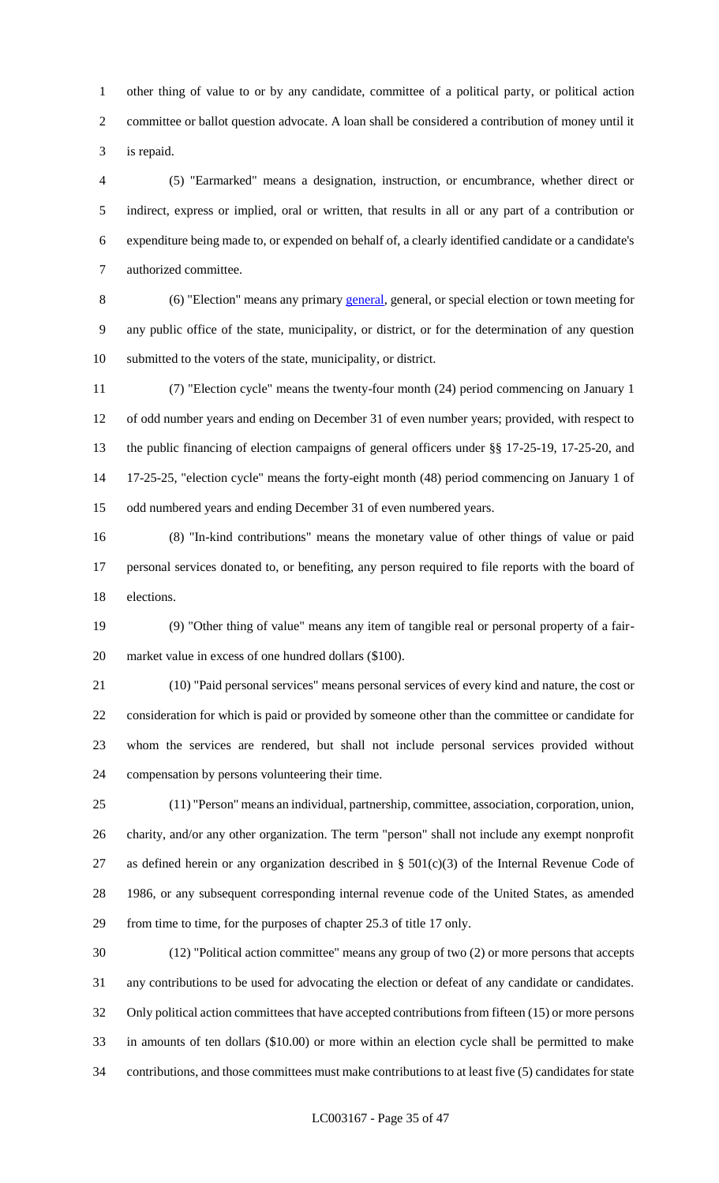other thing of value to or by any candidate, committee of a political party, or political action committee or ballot question advocate. A loan shall be considered a contribution of money until it is repaid.

(5) "Earmarked" means a designation, instruction, or encumbrance, whether direct or indirect, express or implied, oral or written, that results in all or any part of a contribution or expenditure being made to, or expended on behalf of, a clearly identified candidate or a candidate's authorized committee.

(6) "Election" means any primary general, general, or special election or town meeting for any public office of the state, municipality, or district, or for the determination of any question submitted to the voters of the state, municipality, or district.

(7) "Election cycle" means the twenty-four month (24) period commencing on January 1 of odd number years and ending on December 31 of even number years; provided, with respect to the public financing of election campaigns of general officers under §§ 17-25-19, 17-25-20, and 17-25-25, "election cycle" means the forty-eight month (48) period commencing on January 1 of odd numbered years and ending December 31 of even numbered years.

(8) "In-kind contributions" means the monetary value of other things of value or paid personal services donated to, or benefiting, any person required to file reports with the board of elections.

(9) "Other thing of value" means any item of tangible real or personal property of a fair-market value in excess of one hundred dollars ($100).

(10) "Paid personal services" means personal services of every kind and nature, the cost or consideration for which is paid or provided by someone other than the committee or candidate for whom the services are rendered, but shall not include personal services provided without compensation by persons volunteering their time.

(11) "Person" means an individual, partnership, committee, association, corporation, union, charity, and/or any other organization. The term "person" shall not include any exempt nonprofit as defined herein or any organization described in § 501(c)(3) of the Internal Revenue Code of 1986, or any subsequent corresponding internal revenue code of the United States, as amended from time to time, for the purposes of chapter 25.3 of title 17 only.

(12) "Political action committee" means any group of two (2) or more persons that accepts any contributions to be used for advocating the election or defeat of any candidate or candidates. Only political action committees that have accepted contributions from fifteen (15) or more persons in amounts of ten dollars ($10.00) or more within an election cycle shall be permitted to make contributions, and those committees must make contributions to at least five (5) candidates for state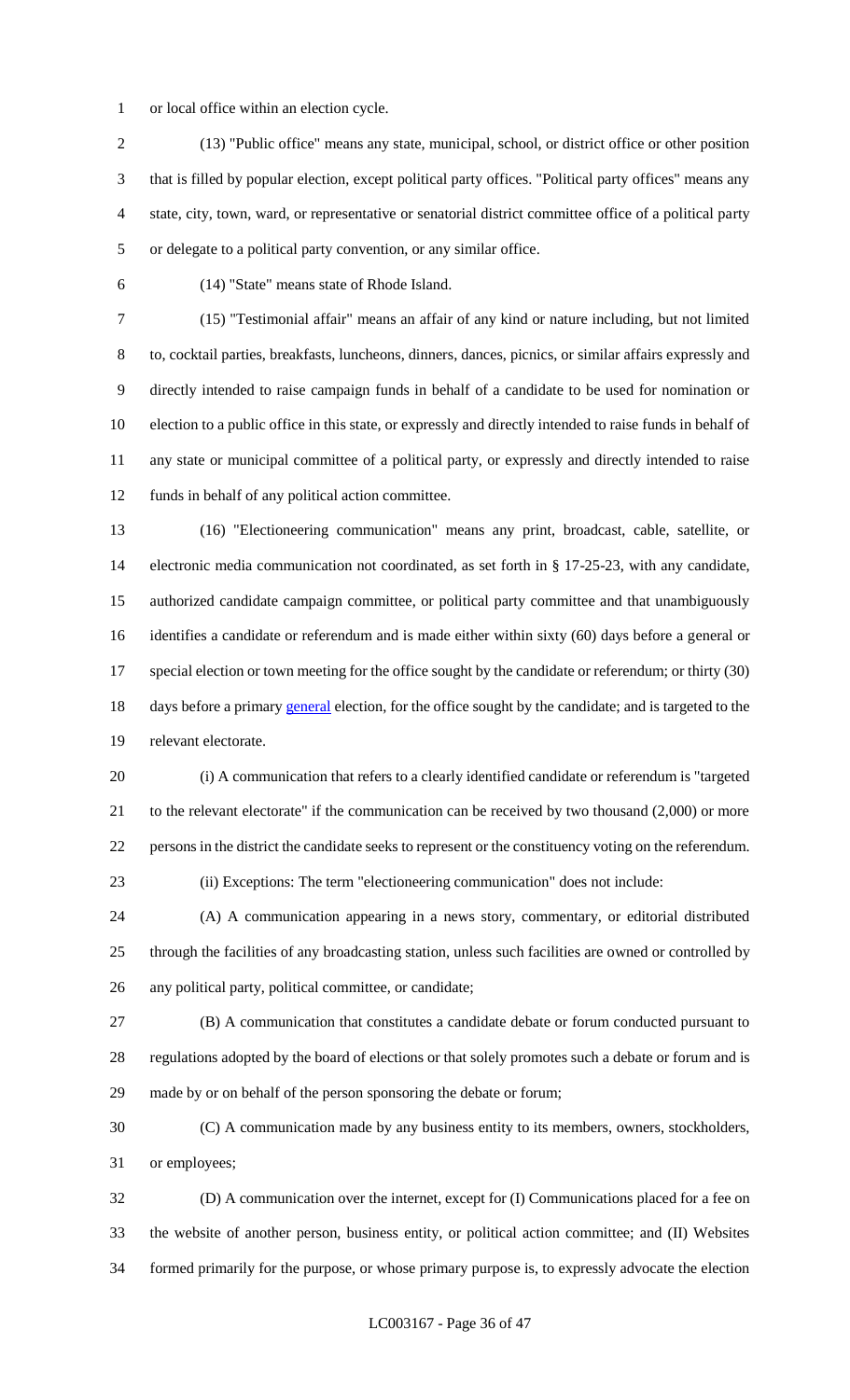or local office within an election cycle.

(13) "Public office" means any state, municipal, school, or district office or other position that is filled by popular election, except political party offices. "Political party offices" means any state, city, town, ward, or representative or senatorial district committee office of a political party or delegate to a political party convention, or any similar office.

(14) "State" means state of Rhode Island.

(15) "Testimonial affair" means an affair of any kind or nature including, but not limited to, cocktail parties, breakfasts, luncheons, dinners, dances, picnics, or similar affairs expressly and directly intended to raise campaign funds in behalf of a candidate to be used for nomination or election to a public office in this state, or expressly and directly intended to raise funds in behalf of any state or municipal committee of a political party, or expressly and directly intended to raise funds in behalf of any political action committee.

(16) "Electioneering communication" means any print, broadcast, cable, satellite, or electronic media communication not coordinated, as set forth in § 17-25-23, with any candidate, authorized candidate campaign committee, or political party committee and that unambiguously identifies a candidate or referendum and is made either within sixty (60) days before a general or special election or town meeting for the office sought by the candidate or referendum; or thirty (30) days before a primary general election, for the office sought by the candidate; and is targeted to the relevant electorate.

(i) A communication that refers to a clearly identified candidate or referendum is "targeted to the relevant electorate" if the communication can be received by two thousand (2,000) or more persons in the district the candidate seeks to represent or the constituency voting on the referendum.

(ii) Exceptions: The term "electioneering communication" does not include:

(A) A communication appearing in a news story, commentary, or editorial distributed through the facilities of any broadcasting station, unless such facilities are owned or controlled by any political party, political committee, or candidate;

(B) A communication that constitutes a candidate debate or forum conducted pursuant to regulations adopted by the board of elections or that solely promotes such a debate or forum and is made by or on behalf of the person sponsoring the debate or forum;

(C) A communication made by any business entity to its members, owners, stockholders, or employees;

(D) A communication over the internet, except for (I) Communications placed for a fee on the website of another person, business entity, or political action committee; and (II) Websites formed primarily for the purpose, or whose primary purpose is, to expressly advocate the election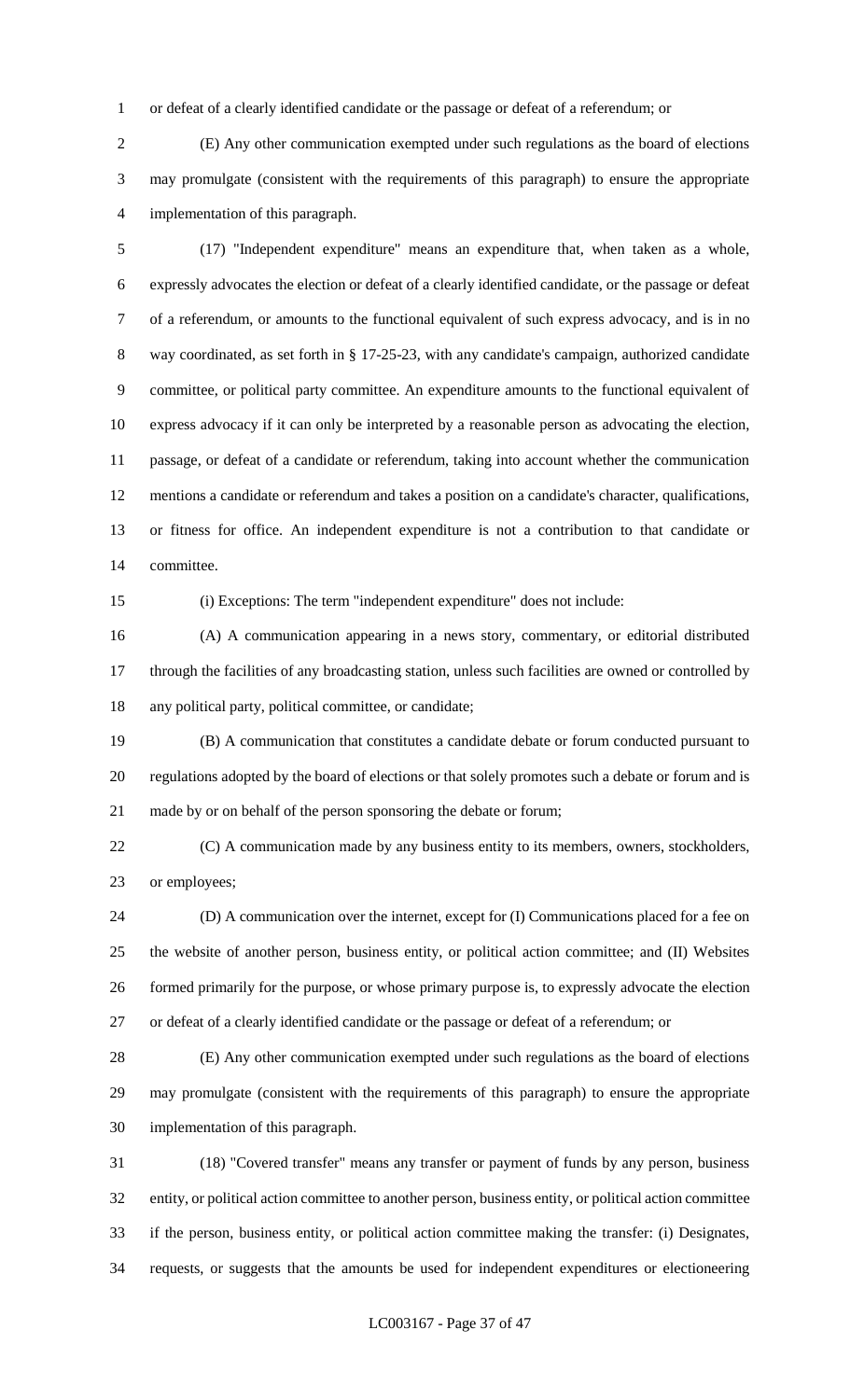or defeat of a clearly identified candidate or the passage or defeat of a referendum; or

(E) Any other communication exempted under such regulations as the board of elections may promulgate (consistent with the requirements of this paragraph) to ensure the appropriate implementation of this paragraph.

(17) "Independent expenditure" means an expenditure that, when taken as a whole, expressly advocates the election or defeat of a clearly identified candidate, or the passage or defeat of a referendum, or amounts to the functional equivalent of such express advocacy, and is in no way coordinated, as set forth in § 17-25-23, with any candidate's campaign, authorized candidate committee, or political party committee. An expenditure amounts to the functional equivalent of express advocacy if it can only be interpreted by a reasonable person as advocating the election, passage, or defeat of a candidate or referendum, taking into account whether the communication mentions a candidate or referendum and takes a position on a candidate's character, qualifications, or fitness for office. An independent expenditure is not a contribution to that candidate or committee.

(i) Exceptions: The term "independent expenditure" does not include:

(A) A communication appearing in a news story, commentary, or editorial distributed through the facilities of any broadcasting station, unless such facilities are owned or controlled by any political party, political committee, or candidate;

(B) A communication that constitutes a candidate debate or forum conducted pursuant to regulations adopted by the board of elections or that solely promotes such a debate or forum and is made by or on behalf of the person sponsoring the debate or forum;

(C) A communication made by any business entity to its members, owners, stockholders, or employees;

(D) A communication over the internet, except for (I) Communications placed for a fee on the website of another person, business entity, or political action committee; and (II) Websites formed primarily for the purpose, or whose primary purpose is, to expressly advocate the election or defeat of a clearly identified candidate or the passage or defeat of a referendum; or

(E) Any other communication exempted under such regulations as the board of elections may promulgate (consistent with the requirements of this paragraph) to ensure the appropriate implementation of this paragraph.

(18) "Covered transfer" means any transfer or payment of funds by any person, business entity, or political action committee to another person, business entity, or political action committee if the person, business entity, or political action committee making the transfer: (i) Designates, requests, or suggests that the amounts be used for independent expenditures or electioneering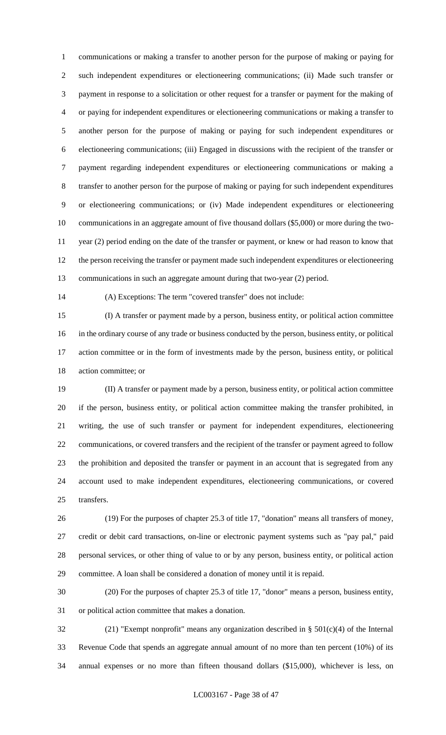communications or making a transfer to another person for the purpose of making or paying for such independent expenditures or electioneering communications; (ii) Made such transfer or payment in response to a solicitation or other request for a transfer or payment for the making of or paying for independent expenditures or electioneering communications or making a transfer to another person for the purpose of making or paying for such independent expenditures or electioneering communications; (iii) Engaged in discussions with the recipient of the transfer or payment regarding independent expenditures or electioneering communications or making a transfer to another person for the purpose of making or paying for such independent expenditures or electioneering communications; or (iv) Made independent expenditures or electioneering communications in an aggregate amount of five thousand dollars ($5,000) or more during the two-year (2) period ending on the date of the transfer or payment, or knew or had reason to know that the person receiving the transfer or payment made such independent expenditures or electioneering communications in such an aggregate amount during that two-year (2) period.

(A) Exceptions: The term "covered transfer" does not include:

(I) A transfer or payment made by a person, business entity, or political action committee in the ordinary course of any trade or business conducted by the person, business entity, or political action committee or in the form of investments made by the person, business entity, or political action committee; or

(II) A transfer or payment made by a person, business entity, or political action committee if the person, business entity, or political action committee making the transfer prohibited, in writing, the use of such transfer or payment for independent expenditures, electioneering communications, or covered transfers and the recipient of the transfer or payment agreed to follow the prohibition and deposited the transfer or payment in an account that is segregated from any account used to make independent expenditures, electioneering communications, or covered transfers.

(19) For the purposes of chapter 25.3 of title 17, "donation" means all transfers of money, credit or debit card transactions, on-line or electronic payment systems such as "pay pal," paid personal services, or other thing of value to or by any person, business entity, or political action committee. A loan shall be considered a donation of money until it is repaid.

(20) For the purposes of chapter 25.3 of title 17, "donor" means a person, business entity, or political action committee that makes a donation.

(21) "Exempt nonprofit" means any organization described in § 501(c)(4) of the Internal Revenue Code that spends an aggregate annual amount of no more than ten percent (10%) of its annual expenses or no more than fifteen thousand dollars ($15,000), whichever is less, on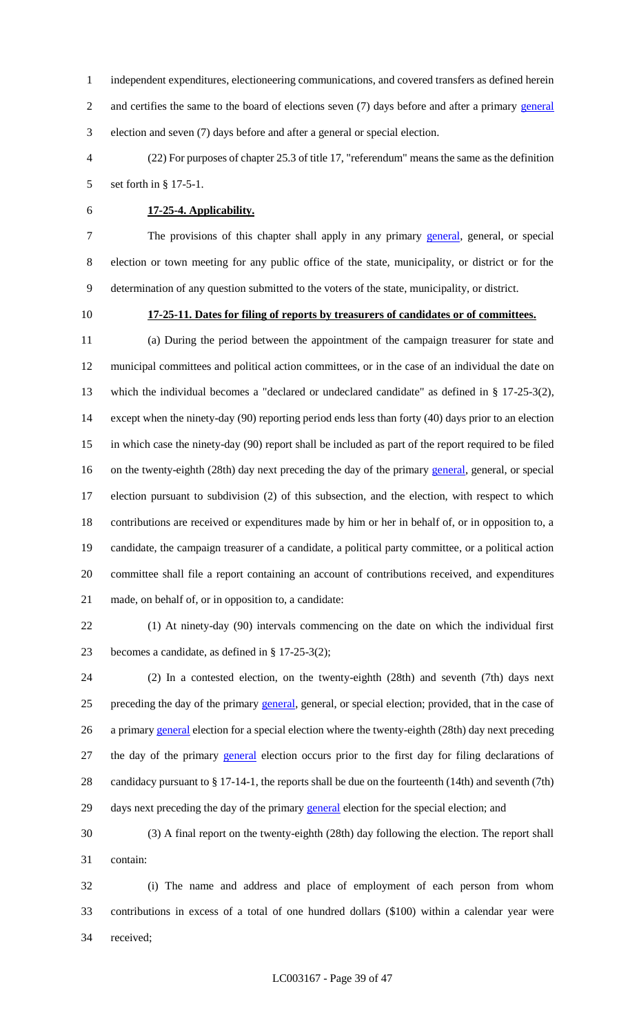independent expenditures, electioneering communications, and covered transfers as defined herein and certifies the same to the board of elections seven (7) days before and after a primary general election and seven (7) days before and after a general or special election.

(22) For purposes of chapter 25.3 of title 17, "referendum" means the same as the definition set forth in § 17-5-1.

**17-25-4. Applicability.**

The provisions of this chapter shall apply in any primary general, general, or special election or town meeting for any public office of the state, municipality, or district or for the determination of any question submitted to the voters of the state, municipality, or district.

**17-25-11. Dates for filing of reports by treasurers of candidates or of committees.**

(a) During the period between the appointment of the campaign treasurer for state and municipal committees and political action committees, or in the case of an individual the date on which the individual becomes a "declared or undeclared candidate" as defined in § 17-25-3(2), except when the ninety-day (90) reporting period ends less than forty (40) days prior to an election in which case the ninety-day (90) report shall be included as part of the report required to be filed on the twenty-eighth (28th) day next preceding the day of the primary general, general, or special election pursuant to subdivision (2) of this subsection, and the election, with respect to which contributions are received or expenditures made by him or her in behalf of, or in opposition to, a candidate, the campaign treasurer of a candidate, a political party committee, or a political action committee shall file a report containing an account of contributions received, and expenditures made, on behalf of, or in opposition to, a candidate:

(1) At ninety-day (90) intervals commencing on the date on which the individual first becomes a candidate, as defined in § 17-25-3(2);

(2) In a contested election, on the twenty-eighth (28th) and seventh (7th) days next preceding the day of the primary general, general, or special election; provided, that in the case of a primary general election for a special election where the twenty-eighth (28th) day next preceding the day of the primary general election occurs prior to the first day for filing declarations of candidacy pursuant to § 17-14-1, the reports shall be due on the fourteenth (14th) and seventh (7th) days next preceding the day of the primary general election for the special election; and

(3) A final report on the twenty-eighth (28th) day following the election. The report shall contain:

(i) The name and address and place of employment of each person from whom contributions in excess of a total of one hundred dollars ($100) within a calendar year were received;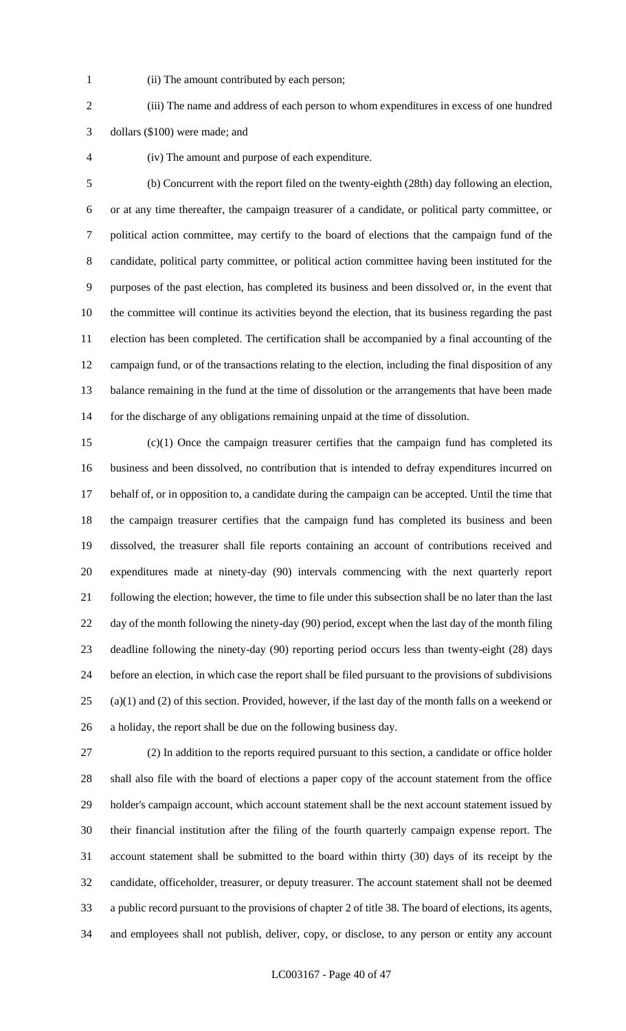(ii) The amount contributed by each person;

(iii) The name and address of each person to whom expenditures in excess of one hundred dollars ($100) were made; and

(iv) The amount and purpose of each expenditure.

(b) Concurrent with the report filed on the twenty-eighth (28th) day following an election, or at any time thereafter, the campaign treasurer of a candidate, or political party committee, or political action committee, may certify to the board of elections that the campaign fund of the candidate, political party committee, or political action committee having been instituted for the purposes of the past election, has completed its business and been dissolved or, in the event that the committee will continue its activities beyond the election, that its business regarding the past election has been completed. The certification shall be accompanied by a final accounting of the campaign fund, or of the transactions relating to the election, including the final disposition of any balance remaining in the fund at the time of dissolution or the arrangements that have been made for the discharge of any obligations remaining unpaid at the time of dissolution.

(c)(1) Once the campaign treasurer certifies that the campaign fund has completed its business and been dissolved, no contribution that is intended to defray expenditures incurred on behalf of, or in opposition to, a candidate during the campaign can be accepted. Until the time that the campaign treasurer certifies that the campaign fund has completed its business and been dissolved, the treasurer shall file reports containing an account of contributions received and expenditures made at ninety-day (90) intervals commencing with the next quarterly report following the election; however, the time to file under this subsection shall be no later than the last day of the month following the ninety-day (90) period, except when the last day of the month filing deadline following the ninety-day (90) reporting period occurs less than twenty-eight (28) days before an election, in which case the report shall be filed pursuant to the provisions of subdivisions (a)(1) and (2) of this section. Provided, however, if the last day of the month falls on a weekend or a holiday, the report shall be due on the following business day.

(2) In addition to the reports required pursuant to this section, a candidate or office holder shall also file with the board of elections a paper copy of the account statement from the office holder's campaign account, which account statement shall be the next account statement issued by their financial institution after the filing of the fourth quarterly campaign expense report. The account statement shall be submitted to the board within thirty (30) days of its receipt by the candidate, officeholder, treasurer, or deputy treasurer. The account statement shall not be deemed a public record pursuant to the provisions of chapter 2 of title 38. The board of elections, its agents, and employees shall not publish, deliver, copy, or disclose, to any person or entity any account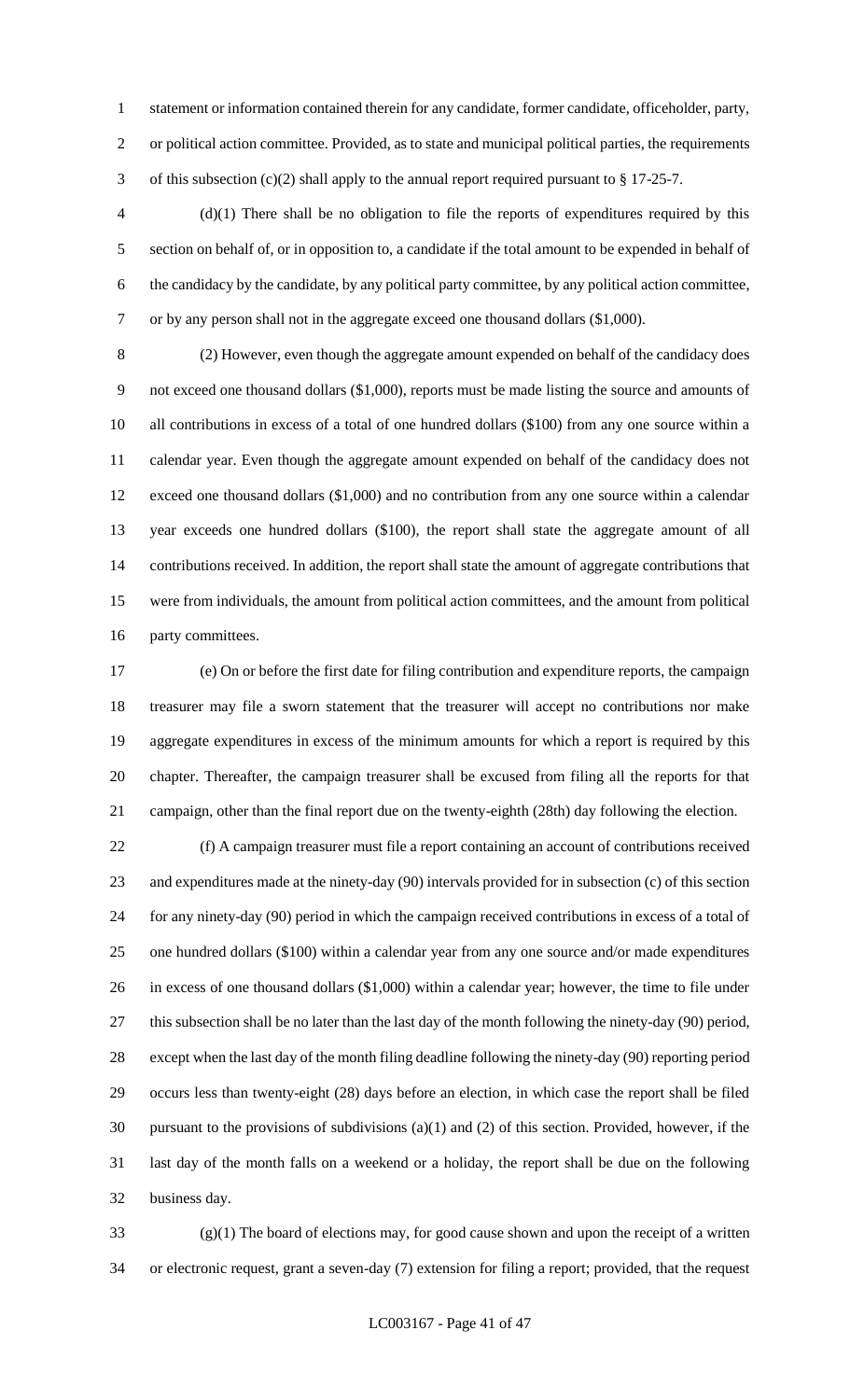statement or information contained therein for any candidate, former candidate, officeholder, party, or political action committee. Provided, as to state and municipal political parties, the requirements of this subsection (c)(2) shall apply to the annual report required pursuant to § 17-25-7.

(d)(1) There shall be no obligation to file the reports of expenditures required by this section on behalf of, or in opposition to, a candidate if the total amount to be expended in behalf of the candidacy by the candidate, by any political party committee, by any political action committee, or by any person shall not in the aggregate exceed one thousand dollars ($1,000).

(2) However, even though the aggregate amount expended on behalf of the candidacy does not exceed one thousand dollars ($1,000), reports must be made listing the source and amounts of all contributions in excess of a total of one hundred dollars ($100) from any one source within a calendar year. Even though the aggregate amount expended on behalf of the candidacy does not exceed one thousand dollars ($1,000) and no contribution from any one source within a calendar year exceeds one hundred dollars ($100), the report shall state the aggregate amount of all contributions received. In addition, the report shall state the amount of aggregate contributions that were from individuals, the amount from political action committees, and the amount from political party committees.

(e) On or before the first date for filing contribution and expenditure reports, the campaign treasurer may file a sworn statement that the treasurer will accept no contributions nor make aggregate expenditures in excess of the minimum amounts for which a report is required by this chapter. Thereafter, the campaign treasurer shall be excused from filing all the reports for that campaign, other than the final report due on the twenty-eighth (28th) day following the election.

(f) A campaign treasurer must file a report containing an account of contributions received and expenditures made at the ninety-day (90) intervals provided for in subsection (c) of this section for any ninety-day (90) period in which the campaign received contributions in excess of a total of one hundred dollars ($100) within a calendar year from any one source and/or made expenditures in excess of one thousand dollars ($1,000) within a calendar year; however, the time to file under this subsection shall be no later than the last day of the month following the ninety-day (90) period, except when the last day of the month filing deadline following the ninety-day (90) reporting period occurs less than twenty-eight (28) days before an election, in which case the report shall be filed pursuant to the provisions of subdivisions (a)(1) and (2) of this section. Provided, however, if the last day of the month falls on a weekend or a holiday, the report shall be due on the following business day.

(g)(1) The board of elections may, for good cause shown and upon the receipt of a written or electronic request, grant a seven-day (7) extension for filing a report; provided, that the request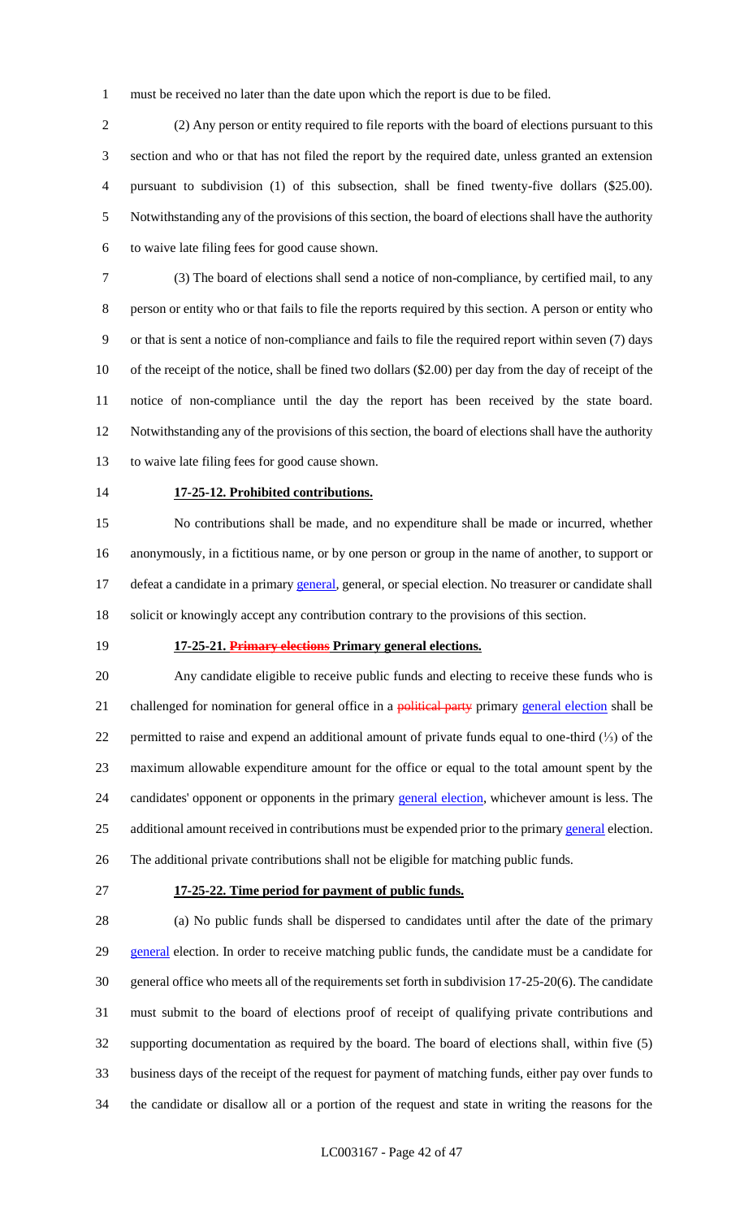must be received no later than the date upon which the report is due to be filed.

(2) Any person or entity required to file reports with the board of elections pursuant to this section and who or that has not filed the report by the required date, unless granted an extension pursuant to subdivision (1) of this subsection, shall be fined twenty-five dollars ($25.00). Notwithstanding any of the provisions of this section, the board of elections shall have the authority to waive late filing fees for good cause shown.

(3) The board of elections shall send a notice of non-compliance, by certified mail, to any person or entity who or that fails to file the reports required by this section. A person or entity who or that is sent a notice of non-compliance and fails to file the required report within seven (7) days of the receipt of the notice, shall be fined two dollars ($2.00) per day from the day of receipt of the notice of non-compliance until the day the report has been received by the state board. Notwithstanding any of the provisions of this section, the board of elections shall have the authority to waive late filing fees for good cause shown.

**17-25-12. Prohibited contributions.**

No contributions shall be made, and no expenditure shall be made or incurred, whether anonymously, in a fictitious name, or by one person or group in the name of another, to support or defeat a candidate in a primary general, general, or special election. No treasurer or candidate shall solicit or knowingly accept any contribution contrary to the provisions of this section.

**17-25-21. ~~Primary elections~~ Primary general elections.**

Any candidate eligible to receive public funds and electing to receive these funds who is challenged for nomination for general office in a ~~political party~~ primary general election shall be permitted to raise and expend an additional amount of private funds equal to one-third (⅓) of the maximum allowable expenditure amount for the office or equal to the total amount spent by the candidates' opponent or opponents in the primary general election, whichever amount is less. The additional amount received in contributions must be expended prior to the primary general election. The additional private contributions shall not be eligible for matching public funds.

**17-25-22. Time period for payment of public funds.**

(a) No public funds shall be dispersed to candidates until after the date of the primary general election. In order to receive matching public funds, the candidate must be a candidate for general office who meets all of the requirements set forth in subdivision 17-25-20(6). The candidate must submit to the board of elections proof of receipt of qualifying private contributions and supporting documentation as required by the board. The board of elections shall, within five (5) business days of the receipt of the request for payment of matching funds, either pay over funds to the candidate or disallow all or a portion of the request and state in writing the reasons for the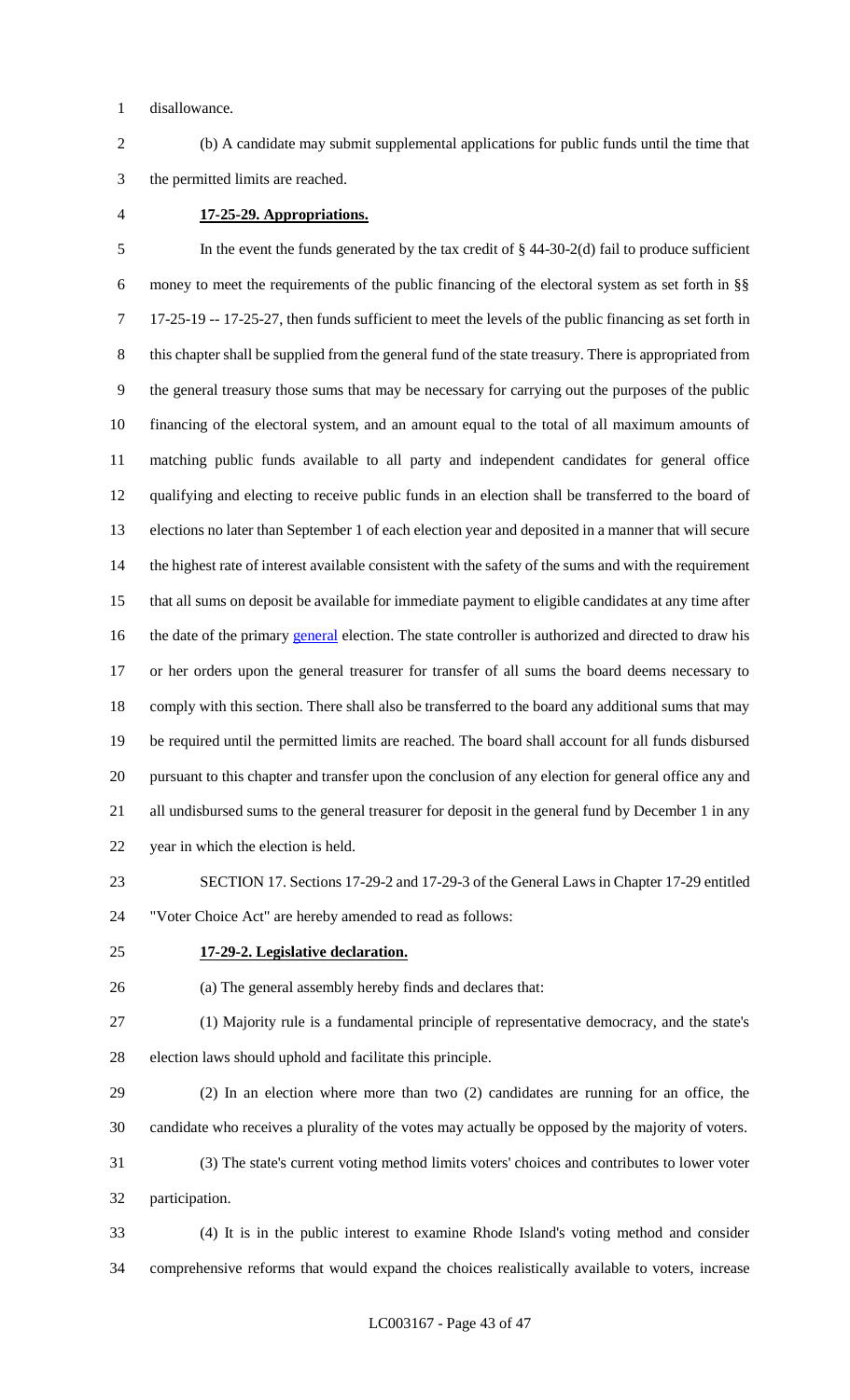disallowance.

(b) A candidate may submit supplemental applications for public funds until the time that the permitted limits are reached.

**17-25-29. Appropriations.**

In the event the funds generated by the tax credit of § 44-30-2(d) fail to produce sufficient money to meet the requirements of the public financing of the electoral system as set forth in §§ 17-25-19 -- 17-25-27, then funds sufficient to meet the levels of the public financing as set forth in this chapter shall be supplied from the general fund of the state treasury. There is appropriated from the general treasury those sums that may be necessary for carrying out the purposes of the public financing of the electoral system, and an amount equal to the total of all maximum amounts of matching public funds available to all party and independent candidates for general office qualifying and electing to receive public funds in an election shall be transferred to the board of elections no later than September 1 of each election year and deposited in a manner that will secure the highest rate of interest available consistent with the safety of the sums and with the requirement that all sums on deposit be available for immediate payment to eligible candidates at any time after the date of the primary general election. The state controller is authorized and directed to draw his or her orders upon the general treasurer for transfer of all sums the board deems necessary to comply with this section. There shall also be transferred to the board any additional sums that may be required until the permitted limits are reached. The board shall account for all funds disbursed pursuant to this chapter and transfer upon the conclusion of any election for general office any and all undisbursed sums to the general treasurer for deposit in the general fund by December 1 in any year in which the election is held.

SECTION 17. Sections 17-29-2 and 17-29-3 of the General Laws in Chapter 17-29 entitled "Voter Choice Act" are hereby amended to read as follows:

**17-29-2. Legislative declaration.**

(a) The general assembly hereby finds and declares that:

(1) Majority rule is a fundamental principle of representative democracy, and the state's election laws should uphold and facilitate this principle.

(2) In an election where more than two (2) candidates are running for an office, the candidate who receives a plurality of the votes may actually be opposed by the majority of voters.

(3) The state's current voting method limits voters' choices and contributes to lower voter participation.

(4) It is in the public interest to examine Rhode Island's voting method and consider comprehensive reforms that would expand the choices realistically available to voters, increase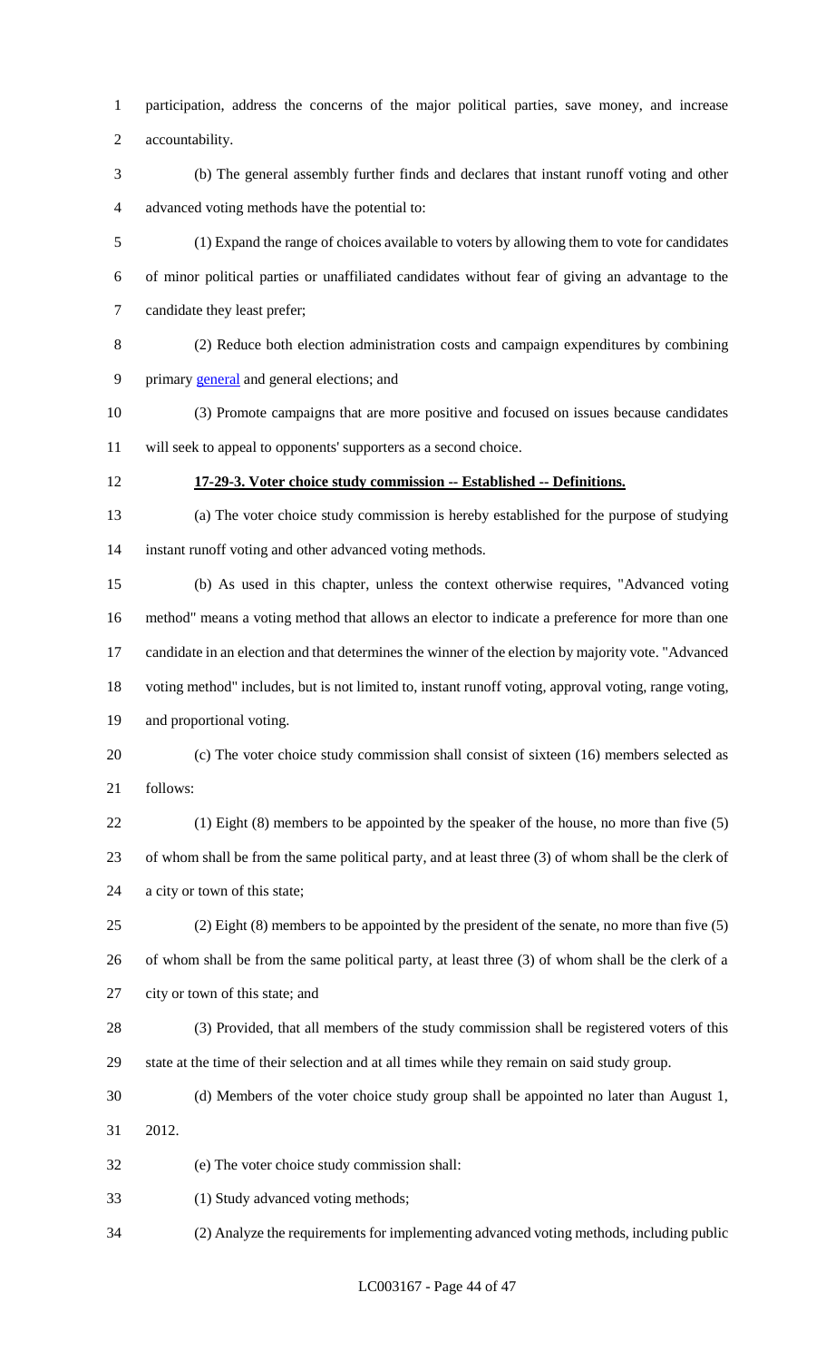participation, address the concerns of the major political parties, save money, and increase accountability.

(b) The general assembly further finds and declares that instant runoff voting and other advanced voting methods have the potential to:

(1) Expand the range of choices available to voters by allowing them to vote for candidates of minor political parties or unaffiliated candidates without fear of giving an advantage to the candidate they least prefer;

(2) Reduce both election administration costs and campaign expenditures by combining primary general and general elections; and

(3) Promote campaigns that are more positive and focused on issues because candidates will seek to appeal to opponents' supporters as a second choice.

**17-29-3. Voter choice study commission -- Established -- Definitions.**

(a) The voter choice study commission is hereby established for the purpose of studying instant runoff voting and other advanced voting methods.

(b) As used in this chapter, unless the context otherwise requires, "Advanced voting method" means a voting method that allows an elector to indicate a preference for more than one candidate in an election and that determines the winner of the election by majority vote. "Advanced voting method" includes, but is not limited to, instant runoff voting, approval voting, range voting, and proportional voting.

(c) The voter choice study commission shall consist of sixteen (16) members selected as follows:

(1) Eight (8) members to be appointed by the speaker of the house, no more than five (5) of whom shall be from the same political party, and at least three (3) of whom shall be the clerk of a city or town of this state;

(2) Eight (8) members to be appointed by the president of the senate, no more than five (5) of whom shall be from the same political party, at least three (3) of whom shall be the clerk of a city or town of this state; and

(3) Provided, that all members of the study commission shall be registered voters of this state at the time of their selection and at all times while they remain on said study group.

(d) Members of the voter choice study group shall be appointed no later than August 1, 2012.

(e) The voter choice study commission shall:

(1) Study advanced voting methods;

(2) Analyze the requirements for implementing advanced voting methods, including public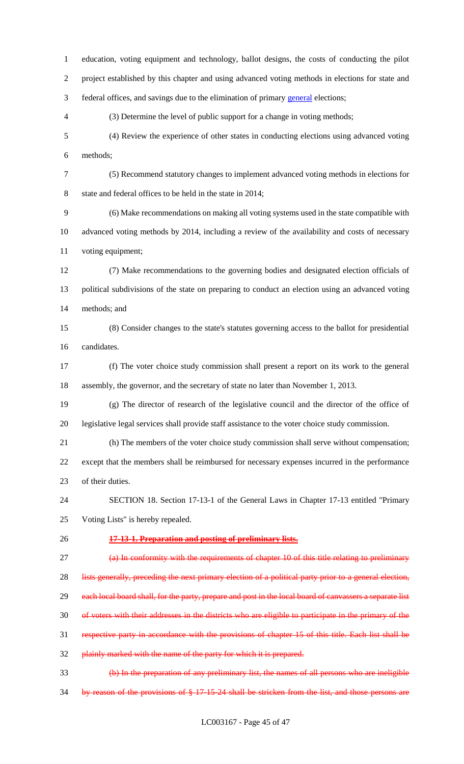education, voting equipment and technology, ballot designs, the costs of conducting the pilot project established by this chapter and using advanced voting methods in elections for state and federal offices, and savings due to the elimination of primary general elections;

(3) Determine the level of public support for a change in voting methods;

(4) Review the experience of other states in conducting elections using advanced voting methods;

(5) Recommend statutory changes to implement advanced voting methods in elections for state and federal offices to be held in the state in 2014;

(6) Make recommendations on making all voting systems used in the state compatible with advanced voting methods by 2014, including a review of the availability and costs of necessary voting equipment;

(7) Make recommendations to the governing bodies and designated election officials of political subdivisions of the state on preparing to conduct an election using an advanced voting methods; and

(8) Consider changes to the state's statutes governing access to the ballot for presidential candidates.

(f) The voter choice study commission shall present a report on its work to the general assembly, the governor, and the secretary of state no later than November 1, 2013.

(g) The director of research of the legislative council and the director of the office of legislative legal services shall provide staff assistance to the voter choice study commission.

(h) The members of the voter choice study commission shall serve without compensation; except that the members shall be reimbursed for necessary expenses incurred in the performance of their duties.

SECTION 18. Section 17-13-1 of the General Laws in Chapter 17-13 entitled "Primary Voting Lists" is hereby repealed.

~~**17-13-1. Preparation and posting of preliminary lists.**~~

~~(a) In conformity with the requirements of chapter 10 of this title relating to preliminary lists generally, preceding the next primary election of a political party prior to a general election, each local board shall, for the party, prepare and post in the local board of canvassers a separate list of voters with their addresses in the districts who are eligible to participate in the primary of the respective party in accordance with the provisions of chapter 15 of this title. Each list shall be plainly marked with the name of the party for which it is prepared.~~

~~(b) In the preparation of any preliminary list, the names of all persons who are ineligible by reason of the provisions of § 17-15-24 shall be stricken from the list, and those persons are~~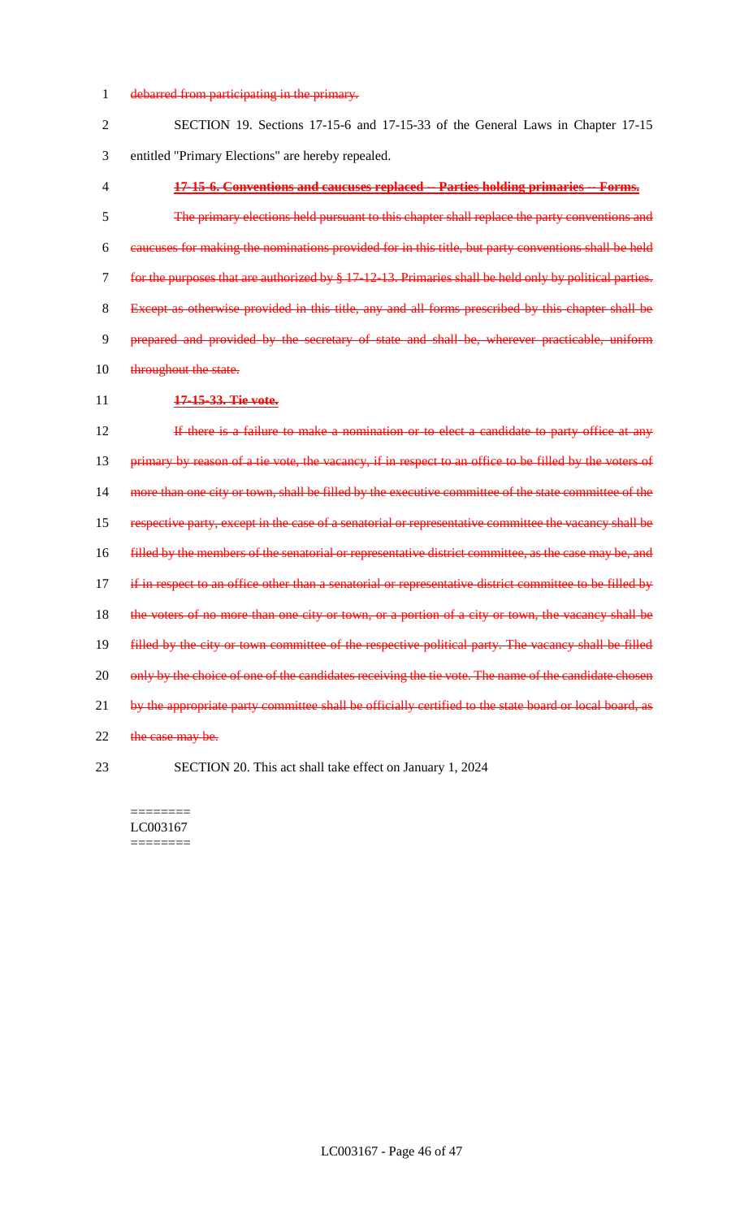~~debarred from participating in the primary.~~

SECTION 19. Sections 17-15-6 and 17-15-33 of the General Laws in Chapter 17-15 entitled "Primary Elections" are hereby repealed.

~~**17-15-6. Conventions and caucuses replaced -- Parties holding primaries -- Forms.**~~

~~The primary elections held pursuant to this chapter shall replace the party conventions and caucuses for making the nominations provided for in this title, but party conventions shall be held for the purposes that are authorized by § 17-12-13. Primaries shall be held only by political parties. Except as otherwise provided in this title, any and all forms prescribed by this chapter shall be prepared and provided by the secretary of state and shall be, wherever practicable, uniform throughout the state.~~

~~**17-15-33. Tie vote.**~~

~~If there is a failure to make a nomination or to elect a candidate to party office at any primary by reason of a tie vote, the vacancy, if in respect to an office to be filled by the voters of more than one city or town, shall be filled by the executive committee of the state committee of the respective party, except in the case of a senatorial or representative committee the vacancy shall be filled by the members of the senatorial or representative district committee, as the case may be, and if in respect to an office other than a senatorial or representative district committee to be filled by the voters of no more than one city or town, or a portion of a city or town, the vacancy shall be filled by the city or town committee of the respective political party. The vacancy shall be filled only by the choice of one of the candidates receiving the tie vote. The name of the candidate chosen by the appropriate party committee shall be officially certified to the state board or local board, as the case may be.~~

SECTION 20. This act shall take effect on January 1, 2024

========
LC003167
========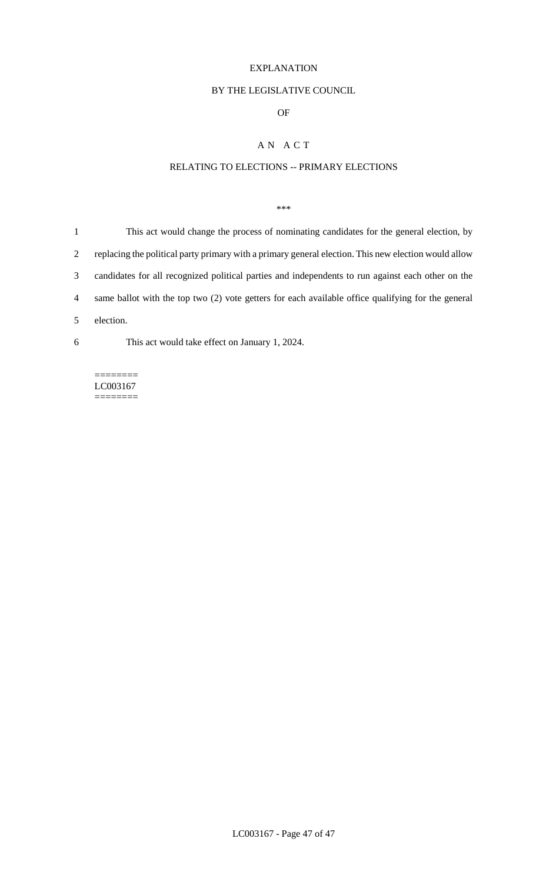EXPLANATION

BY THE LEGISLATIVE COUNCIL

OF

A N A C T

RELATING TO ELECTIONS -- PRIMARY ELECTIONS

\*\*\*

This act would change the process of nominating candidates for the general election, by replacing the political party primary with a primary general election. This new election would allow candidates for all recognized political parties and independents to run against each other on the same ballot with the top two (2) vote getters for each available office qualifying for the general election.

This act would take effect on January 1, 2024.

========
LC003167
========